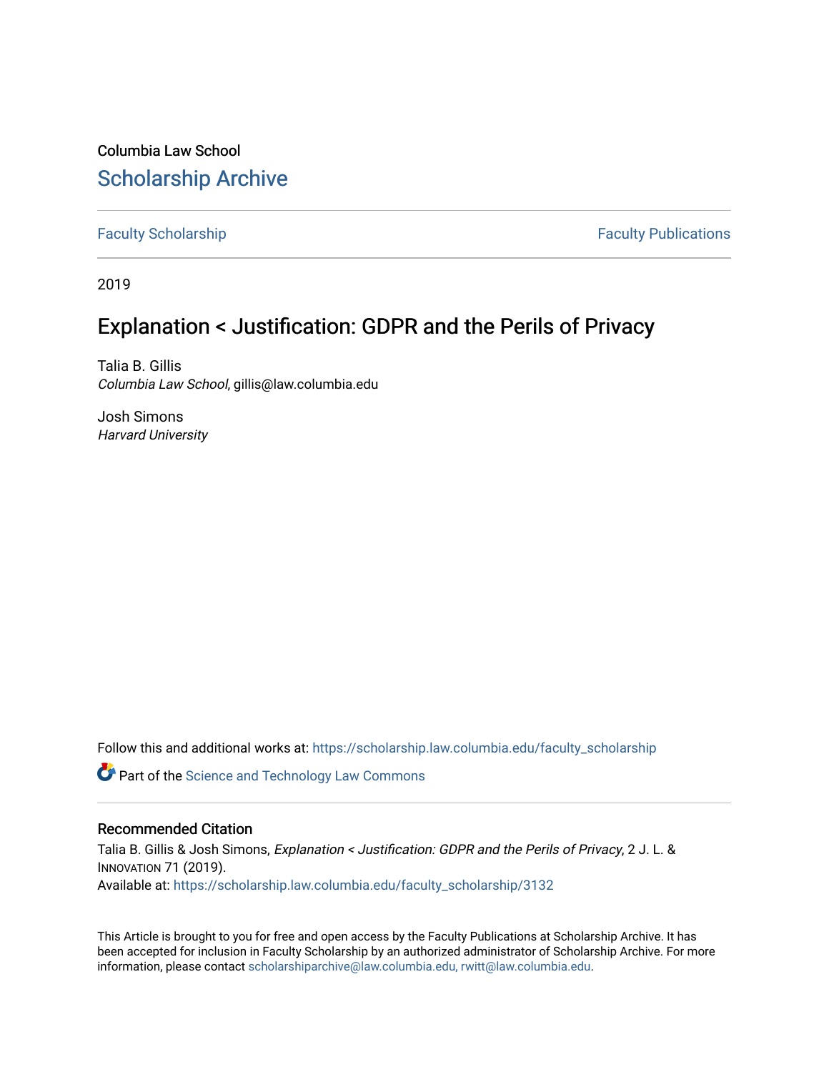Columbia Law School

# Scholarship Archive

Faculty Scholarship — Faculty Publications

2019

## Explanation < Justification: GDPR and the Perils of Privacy

Talia B. Gillis
*Columbia Law School*, gillis@law.columbia.edu

Josh Simons
*Harvard University*

Follow this and additional works at: https://scholarship.law.columbia.edu/faculty_scholarship

Part of the Science and Technology Law Commons

### Recommended Citation

Talia B. Gillis & Josh Simons, *Explanation < Justification: GDPR and the Perils of Privacy*, 2 J. L. & INNOVATION 71 (2019).
Available at: https://scholarship.law.columbia.edu/faculty_scholarship/3132

This Article is brought to you for free and open access by the Faculty Publications at Scholarship Archive. It has been accepted for inclusion in Faculty Scholarship by an authorized administrator of Scholarship Archive. For more information, please contact scholarshiparchive@law.columbia.edu, rwitt@law.columbia.edu.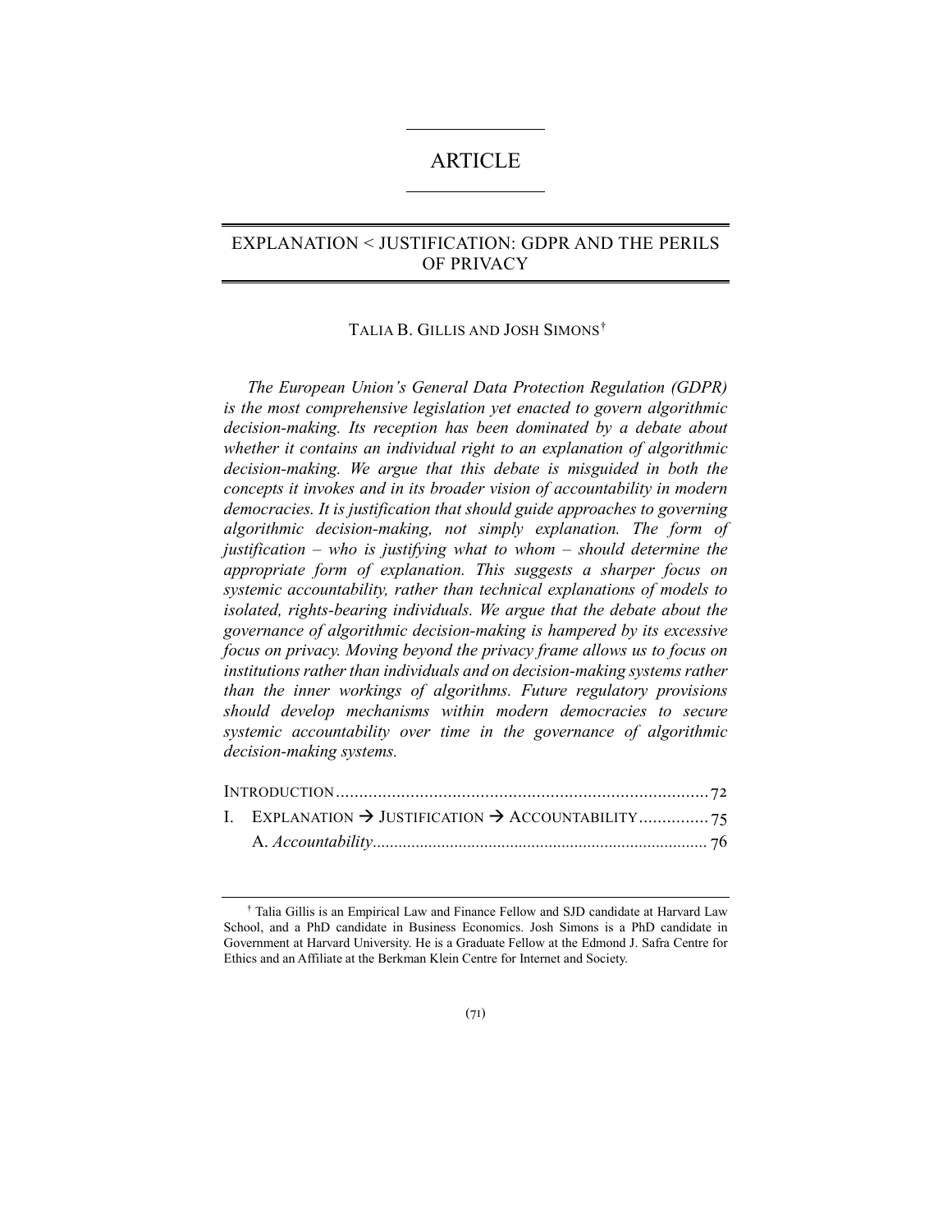# ARTICLE

## EXPLANATION < JUSTIFICATION: GDPR AND THE PERILS OF PRIVACY

TALIA B. GILLIS AND JOSH SIMONS[†]

*The European Union's General Data Protection Regulation (GDPR) is the most comprehensive legislation yet enacted to govern algorithmic decision-making. Its reception has been dominated by a debate about whether it contains an individual right to an explanation of algorithmic decision-making. We argue that this debate is misguided in both the concepts it invokes and in its broader vision of accountability in modern democracies. It is justification that should guide approaches to governing algorithmic decision-making, not simply explanation. The form of justification – who is justifying what to whom – should determine the appropriate form of explanation. This suggests a sharper focus on systemic accountability, rather than technical explanations of models to isolated, rights-bearing individuals. We argue that the debate about the governance of algorithmic decision-making is hampered by its excessive focus on privacy. Moving beyond the privacy frame allows us to focus on institutions rather than individuals and on decision-making systems rather than the inner workings of algorithms. Future regulatory provisions should develop mechanisms within modern democracies to secure systemic accountability over time in the governance of algorithmic decision-making systems.*

INTRODUCTION .......................................................................... 72
I. EXPLANATION → JUSTIFICATION → ACCOUNTABILITY ............... 75
   A. *Accountability* ........................................................................ 76

[†] Talia Gillis is an Empirical Law and Finance Fellow and SJD candidate at Harvard Law School, and a PhD candidate in Business Economics. Josh Simons is a PhD candidate in Government at Harvard University. He is a Graduate Fellow at the Edmond J. Safra Centre for Ethics and an Affiliate at the Berkman Klein Centre for Internet and Society.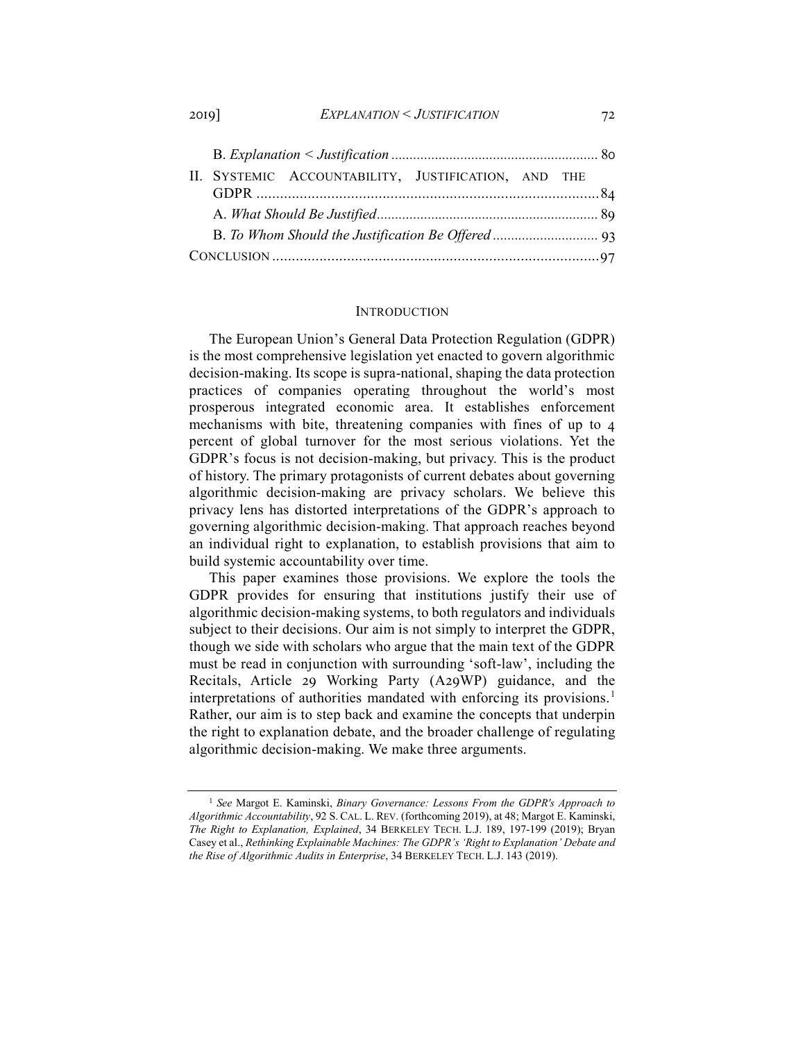B. *Explanation < Justification* ........................................................ 80

II. SYSTEMIC ACCOUNTABILITY, JUSTIFICATION, AND THE GDPR ........................................................................................ 84

A. *What Should Be Justified* ............................................................ 89

B. *To Whom Should the Justification Be Offered* ............................ 93

CONCLUSION ....................................................................................97

## INTRODUCTION

The European Union's General Data Protection Regulation (GDPR) is the most comprehensive legislation yet enacted to govern algorithmic decision-making. Its scope is supra-national, shaping the data protection practices of companies operating throughout the world's most prosperous integrated economic area. It establishes enforcement mechanisms with bite, threatening companies with fines of up to 4 percent of global turnover for the most serious violations. Yet the GDPR's focus is not decision-making, but privacy. This is the product of history. The primary protagonists of current debates about governing algorithmic decision-making are privacy scholars. We believe this privacy lens has distorted interpretations of the GDPR's approach to governing algorithmic decision-making. That approach reaches beyond an individual right to explanation, to establish provisions that aim to build systemic accountability over time.

This paper examines those provisions. We explore the tools the GDPR provides for ensuring that institutions justify their use of algorithmic decision-making systems, to both regulators and individuals subject to their decisions. Our aim is not simply to interpret the GDPR, though we side with scholars who argue that the main text of the GDPR must be read in conjunction with surrounding 'soft-law', including the Recitals, Article 29 Working Party (A29WP) guidance, and the interpretations of authorities mandated with enforcing its provisions.[1] Rather, our aim is to step back and examine the concepts that underpin the right to explanation debate, and the broader challenge of regulating algorithmic decision-making. We make three arguments.

---

[1] *See* Margot E. Kaminski, *Binary Governance: Lessons From the GDPR's Approach to Algorithmic Accountability*, 92 S. CAL. L. REV. (forthcoming 2019), at 48; Margot E. Kaminski, *The Right to Explanation, Explained*, 34 BERKELEY TECH. L.J. 189, 197-199 (2019); Bryan Casey et al., *Rethinking Explainable Machines: The GDPR's 'Right to Explanation' Debate and the Rise of Algorithmic Audits in Enterprise*, 34 BERKELEY TECH. L.J. 143 (2019).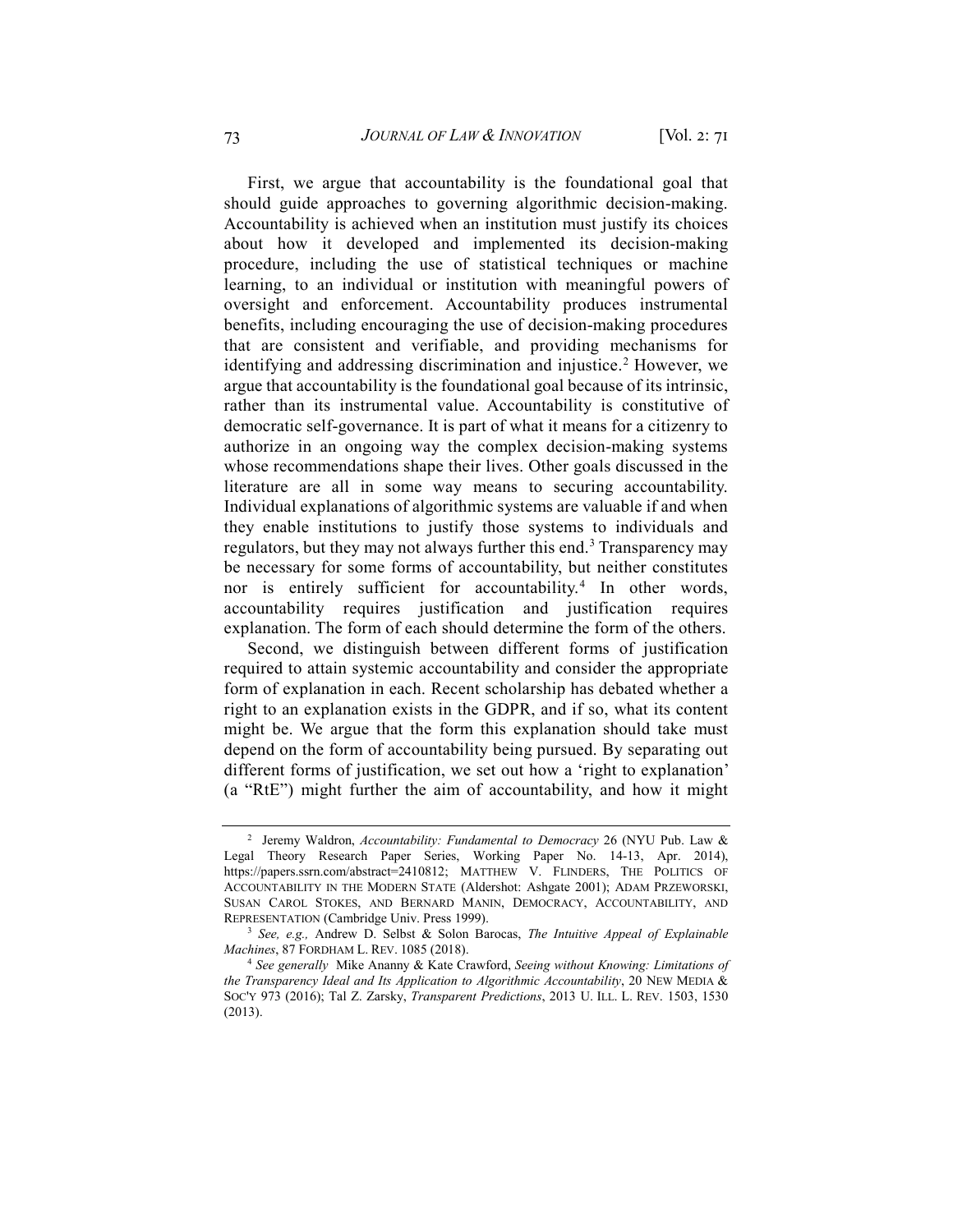First, we argue that accountability is the foundational goal that should guide approaches to governing algorithmic decision-making. Accountability is achieved when an institution must justify its choices about how it developed and implemented its decision-making procedure, including the use of statistical techniques or machine learning, to an individual or institution with meaningful powers of oversight and enforcement. Accountability produces instrumental benefits, including encouraging the use of decision-making procedures that are consistent and verifiable, and providing mechanisms for identifying and addressing discrimination and injustice.[2] However, we argue that accountability is the foundational goal because of its intrinsic, rather than its instrumental value. Accountability is constitutive of democratic self-governance. It is part of what it means for a citizenry to authorize in an ongoing way the complex decision-making systems whose recommendations shape their lives. Other goals discussed in the literature are all in some way means to securing accountability. Individual explanations of algorithmic systems are valuable if and when they enable institutions to justify those systems to individuals and regulators, but they may not always further this end.[3] Transparency may be necessary for some forms of accountability, but neither constitutes nor is entirely sufficient for accountability.[4] In other words, accountability requires justification and justification requires explanation. The form of each should determine the form of the others.

Second, we distinguish between different forms of justification required to attain systemic accountability and consider the appropriate form of explanation in each. Recent scholarship has debated whether a right to an explanation exists in the GDPR, and if so, what its content might be. We argue that the form this explanation should take must depend on the form of accountability being pursued. By separating out different forms of justification, we set out how a 'right to explanation' (a "RtE") might further the aim of accountability, and how it might

---

[2] Jeremy Waldron, *Accountability: Fundamental to Democracy* 26 (NYU Pub. Law & Legal Theory Research Paper Series, Working Paper No. 14-13, Apr. 2014), https://papers.ssrn.com/abstract=2410812; MATTHEW V. FLINDERS, THE POLITICS OF ACCOUNTABILITY IN THE MODERN STATE (Aldershot: Ashgate 2001); ADAM PRZEWORSKI, SUSAN CAROL STOKES, AND BERNARD MANIN, DEMOCRACY, ACCOUNTABILITY, AND REPRESENTATION (Cambridge Univ. Press 1999).

[3] *See, e.g.,* Andrew D. Selbst & Solon Barocas, *The Intuitive Appeal of Explainable Machines*, 87 FORDHAM L. REV. 1085 (2018).

[4] *See generally* Mike Ananny & Kate Crawford, *Seeing without Knowing: Limitations of the Transparency Ideal and Its Application to Algorithmic Accountability*, 20 NEW MEDIA & SOC'Y 973 (2016); Tal Z. Zarsky, *Transparent Predictions*, 2013 U. ILL. L. REV. 1503, 1530 (2013).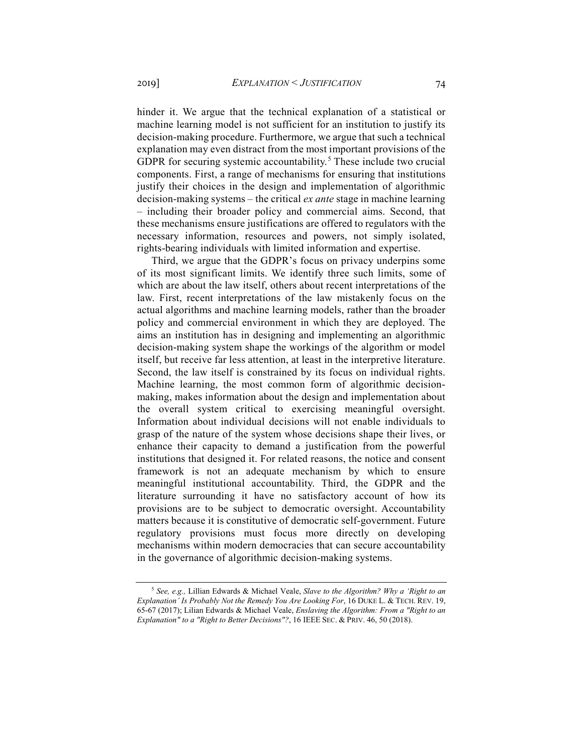hinder it. We argue that the technical explanation of a statistical or machine learning model is not sufficient for an institution to justify its decision-making procedure. Furthermore, we argue that such a technical explanation may even distract from the most important provisions of the GDPR for securing systemic accountability.[5] These include two crucial components. First, a range of mechanisms for ensuring that institutions justify their choices in the design and implementation of algorithmic decision-making systems – the critical *ex ante* stage in machine learning – including their broader policy and commercial aims. Second, that these mechanisms ensure justifications are offered to regulators with the necessary information, resources and powers, not simply isolated, rights-bearing individuals with limited information and expertise.

Third, we argue that the GDPR's focus on privacy underpins some of its most significant limits. We identify three such limits, some of which are about the law itself, others about recent interpretations of the law. First, recent interpretations of the law mistakenly focus on the actual algorithms and machine learning models, rather than the broader policy and commercial environment in which they are deployed. The aims an institution has in designing and implementing an algorithmic decision-making system shape the workings of the algorithm or model itself, but receive far less attention, at least in the interpretive literature. Second, the law itself is constrained by its focus on individual rights. Machine learning, the most common form of algorithmic decision-making, makes information about the design and implementation about the overall system critical to exercising meaningful oversight. Information about individual decisions will not enable individuals to grasp of the nature of the system whose decisions shape their lives, or enhance their capacity to demand a justification from the powerful institutions that designed it. For related reasons, the notice and consent framework is not an adequate mechanism by which to ensure meaningful institutional accountability. Third, the GDPR and the literature surrounding it have no satisfactory account of how its provisions are to be subject to democratic oversight. Accountability matters because it is constitutive of democratic self-government. Future regulatory provisions must focus more directly on developing mechanisms within modern democracies that can secure accountability in the governance of algorithmic decision-making systems.

---

[5] *See, e.g.,* Lillian Edwards & Michael Veale, *Slave to the Algorithm? Why a 'Right to an Explanation' Is Probably Not the Remedy You Are Looking For*, 16 DUKE L. & TECH. REV. 19, 65-67 (2017); Lilian Edwards & Michael Veale, *Enslaving the Algorithm: From a "Right to an Explanation" to a "Right to Better Decisions"?*, 16 IEEE SEC. & PRIV. 46, 50 (2018).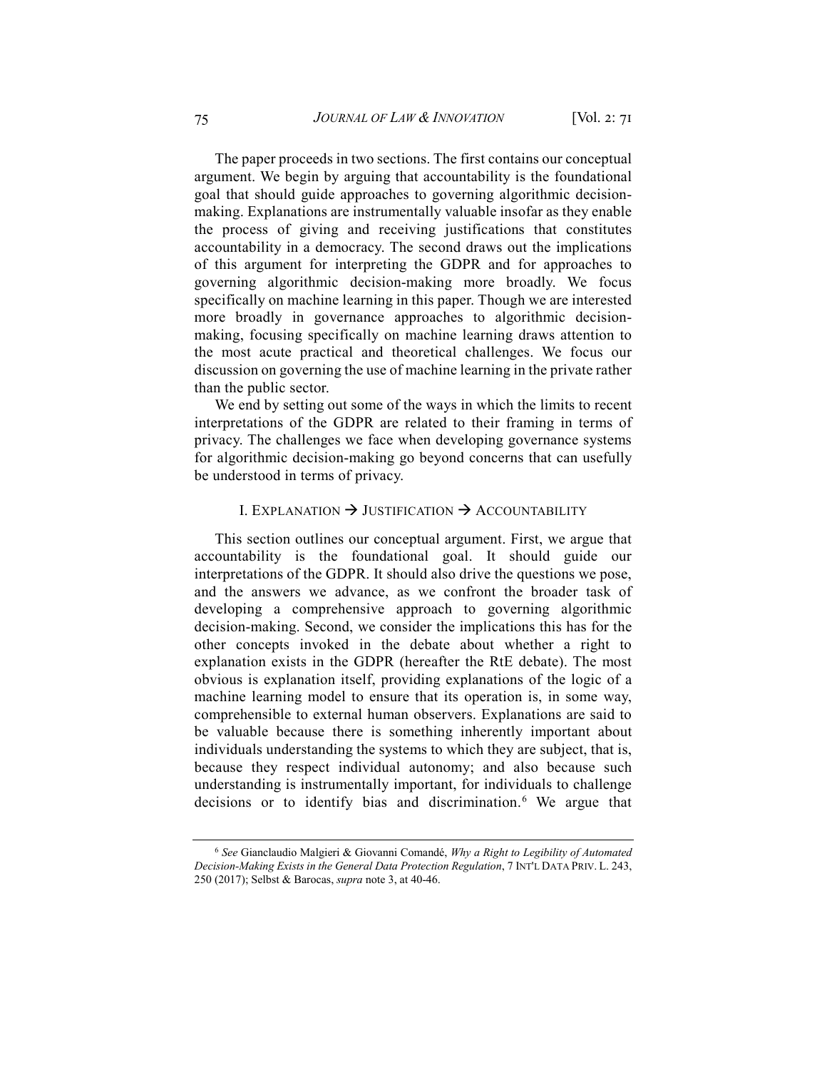The paper proceeds in two sections. The first contains our conceptual argument. We begin by arguing that accountability is the foundational goal that should guide approaches to governing algorithmic decision-making. Explanations are instrumentally valuable insofar as they enable the process of giving and receiving justifications that constitutes accountability in a democracy. The second draws out the implications of this argument for interpreting the GDPR and for approaches to governing algorithmic decision-making more broadly. We focus specifically on machine learning in this paper. Though we are interested more broadly in governance approaches to algorithmic decision-making, focusing specifically on machine learning draws attention to the most acute practical and theoretical challenges. We focus our discussion on governing the use of machine learning in the private rather than the public sector.

We end by setting out some of the ways in which the limits to recent interpretations of the GDPR are related to their framing in terms of privacy. The challenges we face when developing governance systems for algorithmic decision-making go beyond concerns that can usefully be understood in terms of privacy.

## I. EXPLANATION → JUSTIFICATION → ACCOUNTABILITY

This section outlines our conceptual argument. First, we argue that accountability is the foundational goal. It should guide our interpretations of the GDPR. It should also drive the questions we pose, and the answers we advance, as we confront the broader task of developing a comprehensive approach to governing algorithmic decision-making. Second, we consider the implications this has for the other concepts invoked in the debate about whether a right to explanation exists in the GDPR (hereafter the RtE debate). The most obvious is explanation itself, providing explanations of the logic of a machine learning model to ensure that its operation is, in some way, comprehensible to external human observers. Explanations are said to be valuable because there is something inherently important about individuals understanding the systems to which they are subject, that is, because they respect individual autonomy; and also because such understanding is instrumentally important, for individuals to challenge decisions or to identify bias and discrimination.[6] We argue that

[6] *See* Gianclaudio Malgieri & Giovanni Comandé, *Why a Right to Legibility of Automated Decision-Making Exists in the General Data Protection Regulation*, 7 INT'L DATA PRIV. L. 243, 250 (2017); Selbst & Barocas, *supra* note 3, at 40-46.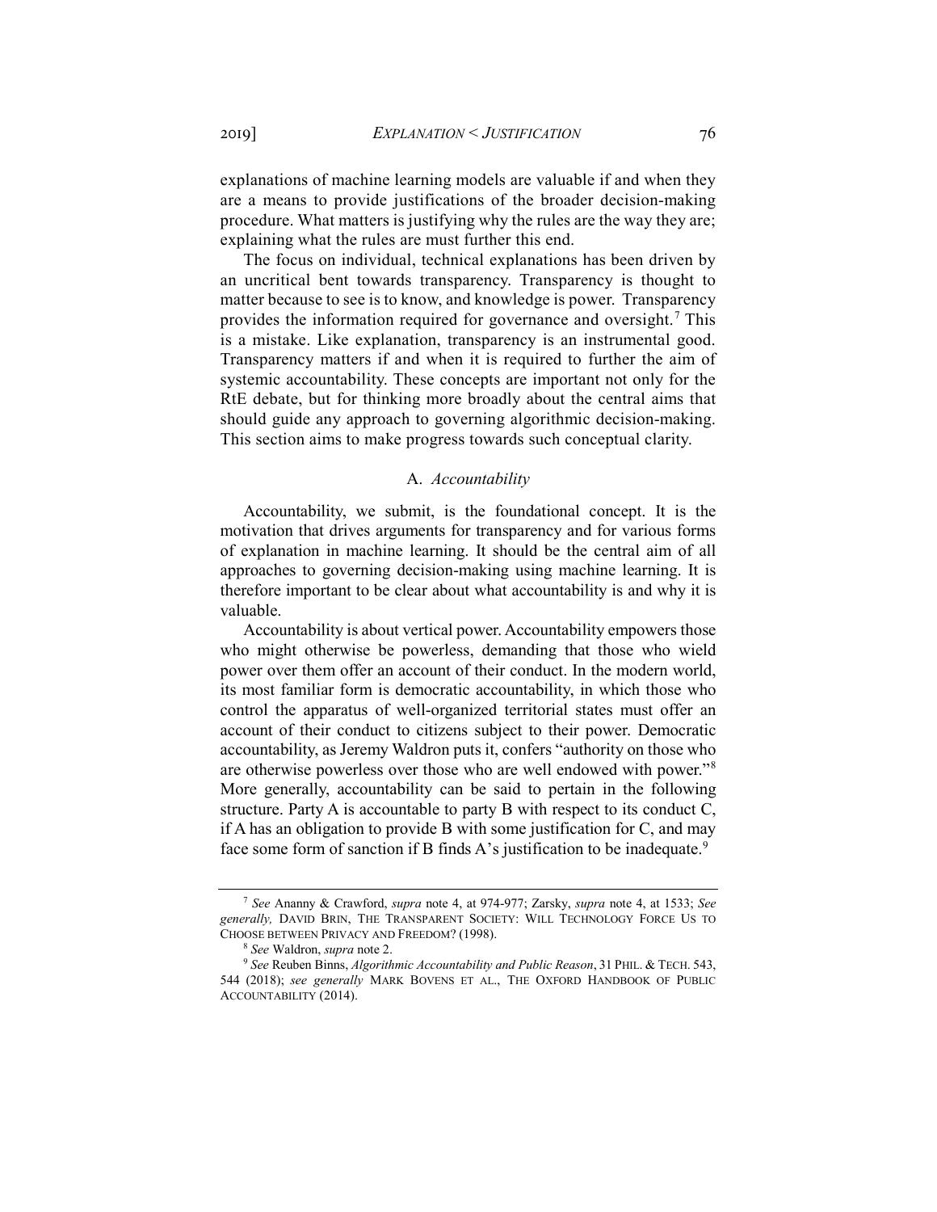explanations of machine learning models are valuable if and when they are a means to provide justifications of the broader decision-making procedure. What matters is justifying why the rules are the way they are; explaining what the rules are must further this end.

The focus on individual, technical explanations has been driven by an uncritical bent towards transparency. Transparency is thought to matter because to see is to know, and knowledge is power. Transparency provides the information required for governance and oversight.[7] This is a mistake. Like explanation, transparency is an instrumental good. Transparency matters if and when it is required to further the aim of systemic accountability. These concepts are important not only for the RtE debate, but for thinking more broadly about the central aims that should guide any approach to governing algorithmic decision-making. This section aims to make progress towards such conceptual clarity.

### A. *Accountability*

Accountability, we submit, is the foundational concept. It is the motivation that drives arguments for transparency and for various forms of explanation in machine learning. It should be the central aim of all approaches to governing decision-making using machine learning. It is therefore important to be clear about what accountability is and why it is valuable.

Accountability is about vertical power. Accountability empowers those who might otherwise be powerless, demanding that those who wield power over them offer an account of their conduct. In the modern world, its most familiar form is democratic accountability, in which those who control the apparatus of well-organized territorial states must offer an account of their conduct to citizens subject to their power. Democratic accountability, as Jeremy Waldron puts it, confers "authority on those who are otherwise powerless over those who are well endowed with power."[8] More generally, accountability can be said to pertain in the following structure. Party A is accountable to party B with respect to its conduct C, if A has an obligation to provide B with some justification for C, and may face some form of sanction if B finds A's justification to be inadequate.[9]

---

[7] *See* Ananny & Crawford, *supra* note 4, at 974-977; Zarsky, *supra* note 4, at 1533; *See generally,* DAVID BRIN, THE TRANSPARENT SOCIETY: WILL TECHNOLOGY FORCE US TO CHOOSE BETWEEN PRIVACY AND FREEDOM? (1998).

[8] *See* Waldron, *supra* note 2.

[9] *See* Reuben Binns, *Algorithmic Accountability and Public Reason*, 31 PHIL. & TECH. 543, 544 (2018); *see generally* MARK BOVENS ET AL., THE OXFORD HANDBOOK OF PUBLIC ACCOUNTABILITY (2014).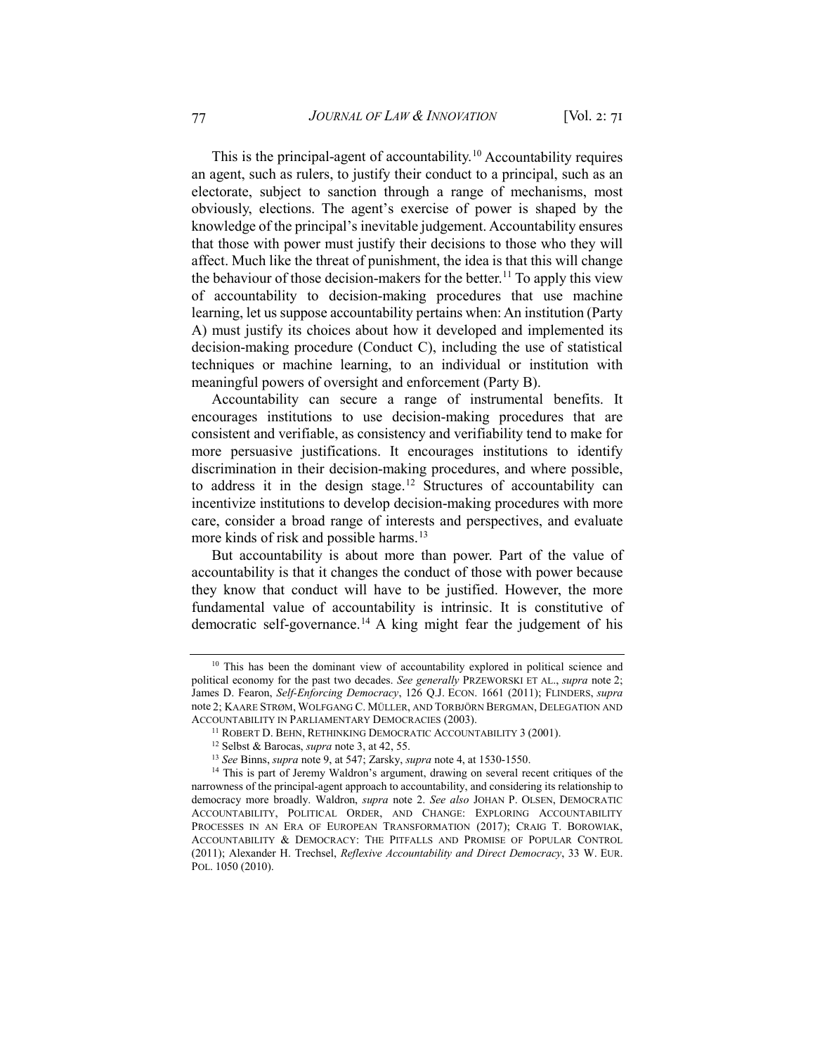This is the principal-agent of accountability.[10] Accountability requires an agent, such as rulers, to justify their conduct to a principal, such as an electorate, subject to sanction through a range of mechanisms, most obviously, elections. The agent's exercise of power is shaped by the knowledge of the principal's inevitable judgement. Accountability ensures that those with power must justify their decisions to those who they will affect. Much like the threat of punishment, the idea is that this will change the behaviour of those decision-makers for the better.[11] To apply this view of accountability to decision-making procedures that use machine learning, let us suppose accountability pertains when: An institution (Party A) must justify its choices about how it developed and implemented its decision-making procedure (Conduct C), including the use of statistical techniques or machine learning, to an individual or institution with meaningful powers of oversight and enforcement (Party B).

Accountability can secure a range of instrumental benefits. It encourages institutions to use decision-making procedures that are consistent and verifiable, as consistency and verifiability tend to make for more persuasive justifications. It encourages institutions to identify discrimination in their decision-making procedures, and where possible, to address it in the design stage.[12] Structures of accountability can incentivize institutions to develop decision-making procedures with more care, consider a broad range of interests and perspectives, and evaluate more kinds of risk and possible harms.[13]

But accountability is about more than power. Part of the value of accountability is that it changes the conduct of those with power because they know that conduct will have to be justified. However, the more fundamental value of accountability is intrinsic. It is constitutive of democratic self-governance.[14] A king might fear the judgement of his

---

[10] This has been the dominant view of accountability explored in political science and political economy for the past two decades. *See generally* PRZEWORSKI ET AL., *supra* note 2; James D. Fearon, *Self-Enforcing Democracy*, 126 Q.J. ECON. 1661 (2011); FLINDERS, *supra* note 2; KAARE STRØM, WOLFGANG C. MÜLLER, AND TORBJÖRN BERGMAN, DELEGATION AND ACCOUNTABILITY IN PARLIAMENTARY DEMOCRACIES (2003).

[11] ROBERT D. BEHN, RETHINKING DEMOCRATIC ACCOUNTABILITY 3 (2001).

[12] Selbst & Barocas, *supra* note 3, at 42, 55.

[13] *See* Binns, *supra* note 9, at 547; Zarsky, *supra* note 4, at 1530-1550.

[14] This is part of Jeremy Waldron's argument, drawing on several recent critiques of the narrowness of the principal-agent approach to accountability, and considering its relationship to democracy more broadly. Waldron, *supra* note 2. *See also* JOHAN P. OLSEN, DEMOCRATIC ACCOUNTABILITY, POLITICAL ORDER, AND CHANGE: EXPLORING ACCOUNTABILITY PROCESSES IN AN ERA OF EUROPEAN TRANSFORMATION (2017); CRAIG T. BOROWIAK, ACCOUNTABILITY & DEMOCRACY: THE PITFALLS AND PROMISE OF POPULAR CONTROL (2011); Alexander H. Trechsel, *Reflexive Accountability and Direct Democracy*, 33 W. EUR. POL. 1050 (2010).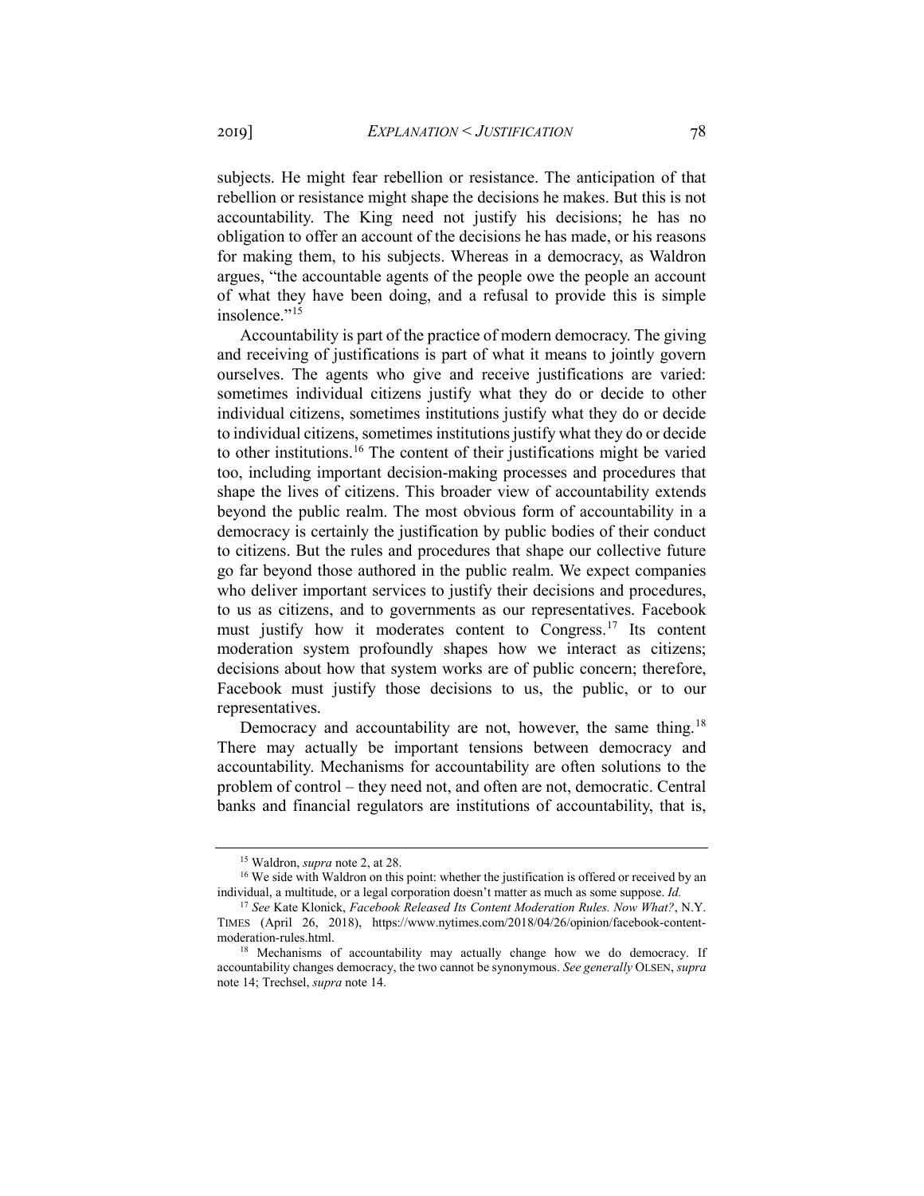subjects. He might fear rebellion or resistance. The anticipation of that rebellion or resistance might shape the decisions he makes. But this is not accountability. The King need not justify his decisions; he has no obligation to offer an account of the decisions he has made, or his reasons for making them, to his subjects. Whereas in a democracy, as Waldron argues, "the accountable agents of the people owe the people an account of what they have been doing, and a refusal to provide this is simple insolence."[15]

Accountability is part of the practice of modern democracy. The giving and receiving of justifications is part of what it means to jointly govern ourselves. The agents who give and receive justifications are varied: sometimes individual citizens justify what they do or decide to other individual citizens, sometimes institutions justify what they do or decide to individual citizens, sometimes institutions justify what they do or decide to other institutions.[16] The content of their justifications might be varied too, including important decision-making processes and procedures that shape the lives of citizens. This broader view of accountability extends beyond the public realm. The most obvious form of accountability in a democracy is certainly the justification by public bodies of their conduct to citizens. But the rules and procedures that shape our collective future go far beyond those authored in the public realm. We expect companies who deliver important services to justify their decisions and procedures, to us as citizens, and to governments as our representatives. Facebook must justify how it moderates content to Congress.[17] Its content moderation system profoundly shapes how we interact as citizens; decisions about how that system works are of public concern; therefore, Facebook must justify those decisions to us, the public, or to our representatives.

Democracy and accountability are not, however, the same thing.[18] There may actually be important tensions between democracy and accountability. Mechanisms for accountability are often solutions to the problem of control – they need not, and often are not, democratic. Central banks and financial regulators are institutions of accountability, that is,

---

[15] Waldron, *supra* note 2, at 28.

[16] We side with Waldron on this point: whether the justification is offered or received by an individual, a multitude, or a legal corporation doesn't matter as much as some suppose. *Id.*

[17] *See* Kate Klonick, *Facebook Released Its Content Moderation Rules. Now What?*, N.Y. TIMES (April 26, 2018), https://www.nytimes.com/2018/04/26/opinion/facebook-content-moderation-rules.html.

[18] Mechanisms of accountability may actually change how we do democracy. If accountability changes democracy, the two cannot be synonymous. *See generally* OLSEN, *supra* note 14; Trechsel, *supra* note 14.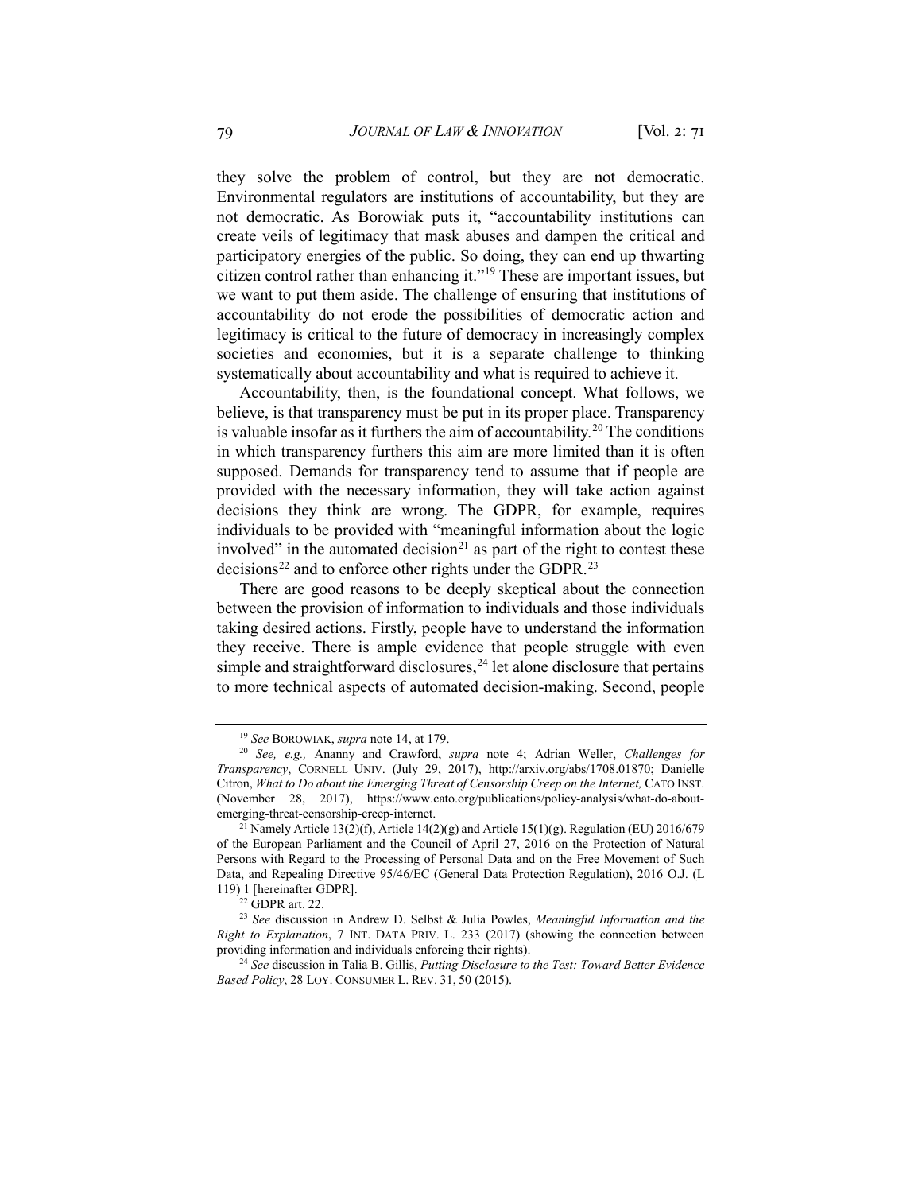they solve the problem of control, but they are not democratic. Environmental regulators are institutions of accountability, but they are not democratic. As Borowiak puts it, "accountability institutions can create veils of legitimacy that mask abuses and dampen the critical and participatory energies of the public. So doing, they can end up thwarting citizen control rather than enhancing it."[19] These are important issues, but we want to put them aside. The challenge of ensuring that institutions of accountability do not erode the possibilities of democratic action and legitimacy is critical to the future of democracy in increasingly complex societies and economies, but it is a separate challenge to thinking systematically about accountability and what is required to achieve it.

Accountability, then, is the foundational concept. What follows, we believe, is that transparency must be put in its proper place. Transparency is valuable insofar as it furthers the aim of accountability.[20] The conditions in which transparency furthers this aim are more limited than it is often supposed. Demands for transparency tend to assume that if people are provided with the necessary information, they will take action against decisions they think are wrong. The GDPR, for example, requires individuals to be provided with "meaningful information about the logic involved" in the automated decision[21] as part of the right to contest these decisions[22] and to enforce other rights under the GDPR.[23]

There are good reasons to be deeply skeptical about the connection between the provision of information to individuals and those individuals taking desired actions. Firstly, people have to understand the information they receive. There is ample evidence that people struggle with even simple and straightforward disclosures,[24] let alone disclosure that pertains to more technical aspects of automated decision-making. Second, people

---

[19] *See* BOROWIAK, *supra* note 14, at 179.

[20] *See, e.g.,* Ananny and Crawford, *supra* note 4; Adrian Weller, *Challenges for Transparency*, CORNELL UNIV. (July 29, 2017), http://arxiv.org/abs/1708.01870; Danielle Citron, *What to Do about the Emerging Threat of Censorship Creep on the Internet,* CATO INST. (November 28, 2017), https://www.cato.org/publications/policy-analysis/what-do-about-emerging-threat-censorship-creep-internet.

[21] Namely Article 13(2)(f), Article 14(2)(g) and Article 15(1)(g). Regulation (EU) 2016/679 of the European Parliament and the Council of April 27, 2016 on the Protection of Natural Persons with Regard to the Processing of Personal Data and on the Free Movement of Such Data, and Repealing Directive 95/46/EC (General Data Protection Regulation), 2016 O.J. (L 119) 1 [hereinafter GDPR].

[22] GDPR art. 22.

[23] *See* discussion in Andrew D. Selbst & Julia Powles, *Meaningful Information and the Right to Explanation*, 7 INT. DATA PRIV. L. 233 (2017) (showing the connection between providing information and individuals enforcing their rights).

[24] *See* discussion in Talia B. Gillis, *Putting Disclosure to the Test: Toward Better Evidence Based Policy*, 28 LOY. CONSUMER L. REV. 31, 50 (2015).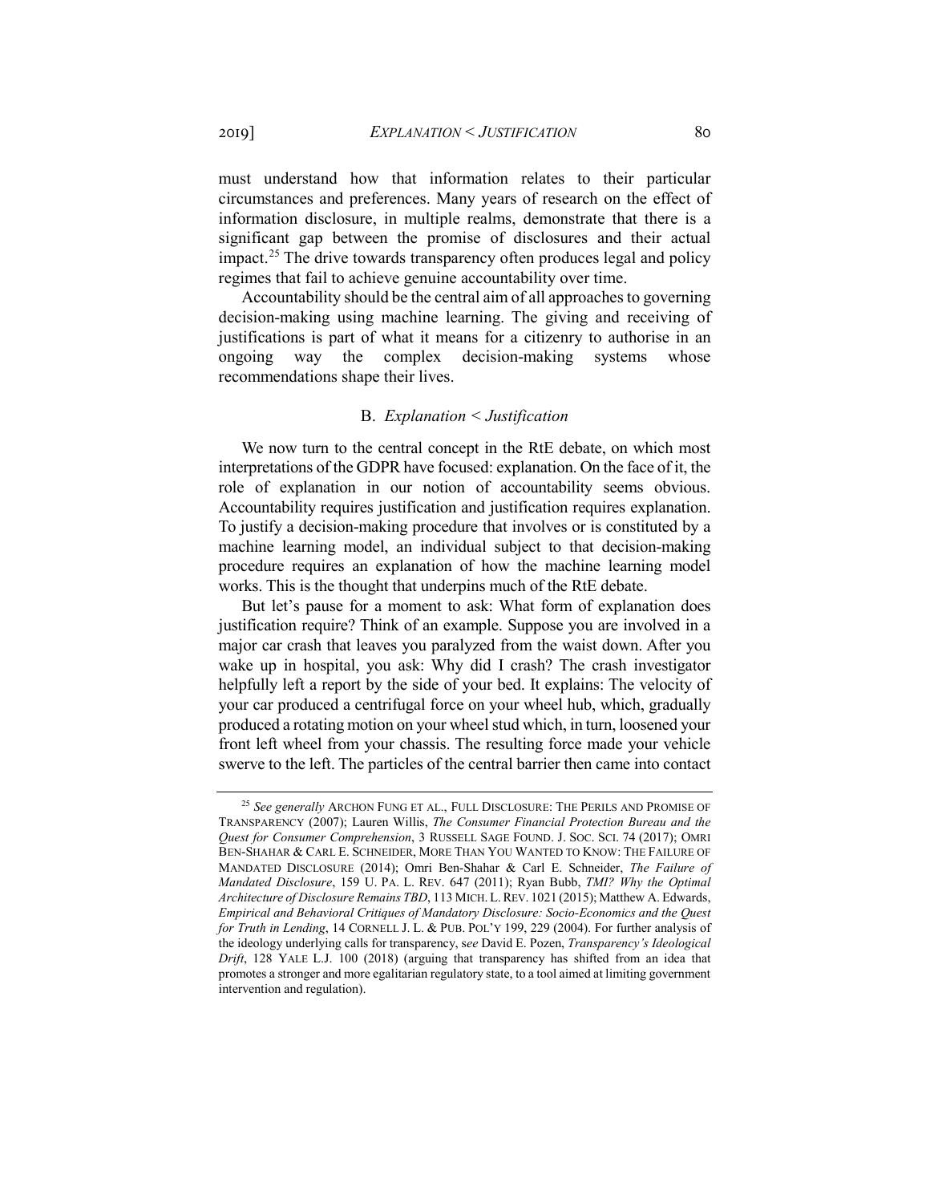must understand how that information relates to their particular circumstances and preferences. Many years of research on the effect of information disclosure, in multiple realms, demonstrate that there is a significant gap between the promise of disclosures and their actual impact.[25] The drive towards transparency often produces legal and policy regimes that fail to achieve genuine accountability over time.

Accountability should be the central aim of all approaches to governing decision-making using machine learning. The giving and receiving of justifications is part of what it means for a citizenry to authorise in an ongoing way the complex decision-making systems whose recommendations shape their lives.

### B. *Explanation < Justification*

We now turn to the central concept in the RtE debate, on which most interpretations of the GDPR have focused: explanation. On the face of it, the role of explanation in our notion of accountability seems obvious. Accountability requires justification and justification requires explanation. To justify a decision-making procedure that involves or is constituted by a machine learning model, an individual subject to that decision-making procedure requires an explanation of how the machine learning model works. This is the thought that underpins much of the RtE debate.

But let's pause for a moment to ask: What form of explanation does justification require? Think of an example. Suppose you are involved in a major car crash that leaves you paralyzed from the waist down. After you wake up in hospital, you ask: Why did I crash? The crash investigator helpfully left a report by the side of your bed. It explains: The velocity of your car produced a centrifugal force on your wheel hub, which, gradually produced a rotating motion on your wheel stud which, in turn, loosened your front left wheel from your chassis. The resulting force made your vehicle swerve to the left. The particles of the central barrier then came into contact

---

[25] *See generally* ARCHON FUNG ET AL., FULL DISCLOSURE: THE PERILS AND PROMISE OF TRANSPARENCY (2007); Lauren Willis, *The Consumer Financial Protection Bureau and the Quest for Consumer Comprehension*, 3 RUSSELL SAGE FOUND. J. SOC. SCI. 74 (2017); OMRI BEN-SHAHAR & CARL E. SCHNEIDER, MORE THAN YOU WANTED TO KNOW: THE FAILURE OF MANDATED DISCLOSURE (2014); Omri Ben-Shahar & Carl E. Schneider, *The Failure of Mandated Disclosure*, 159 U. PA. L. REV. 647 (2011); Ryan Bubb, *TMI? Why the Optimal Architecture of Disclosure Remains TBD*, 113 MICH. L. REV. 1021 (2015); Matthew A. Edwards, *Empirical and Behavioral Critiques of Mandatory Disclosure: Socio-Economics and the Quest for Truth in Lending*, 14 CORNELL J. L. & PUB. POL'Y 199, 229 (2004). For further analysis of the ideology underlying calls for transparency, s*ee* David E. Pozen, *Transparency's Ideological Drift*, 128 YALE L.J. 100 (2018) (arguing that transparency has shifted from an idea that promotes a stronger and more egalitarian regulatory state, to a tool aimed at limiting government intervention and regulation).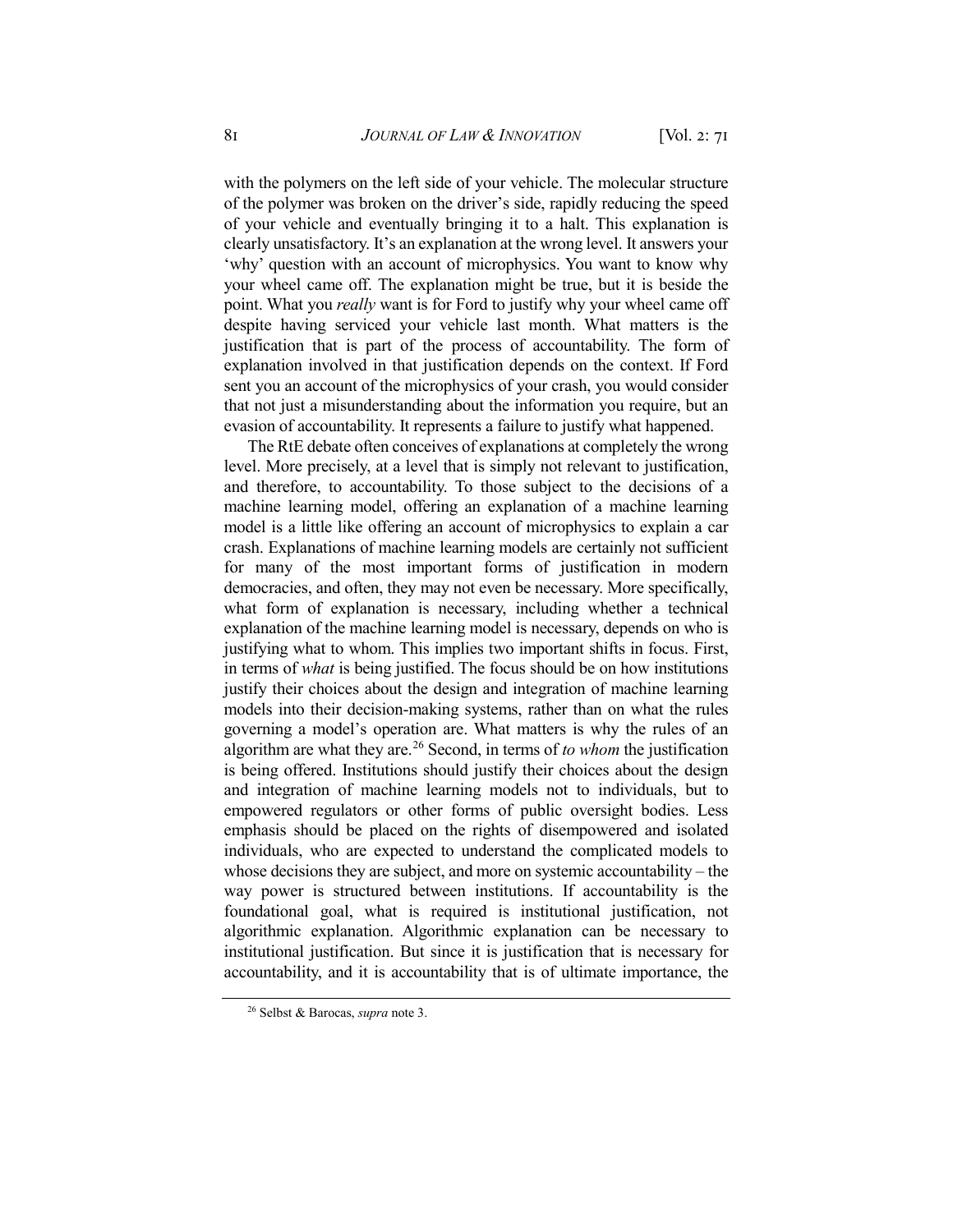with the polymers on the left side of your vehicle. The molecular structure of the polymer was broken on the driver's side, rapidly reducing the speed of your vehicle and eventually bringing it to a halt. This explanation is clearly unsatisfactory. It's an explanation at the wrong level. It answers your 'why' question with an account of microphysics. You want to know why your wheel came off. The explanation might be true, but it is beside the point. What you *really* want is for Ford to justify why your wheel came off despite having serviced your vehicle last month. What matters is the justification that is part of the process of accountability. The form of explanation involved in that justification depends on the context. If Ford sent you an account of the microphysics of your crash, you would consider that not just a misunderstanding about the information you require, but an evasion of accountability. It represents a failure to justify what happened.

The RtE debate often conceives of explanations at completely the wrong level. More precisely, at a level that is simply not relevant to justification, and therefore, to accountability. To those subject to the decisions of a machine learning model, offering an explanation of a machine learning model is a little like offering an account of microphysics to explain a car crash. Explanations of machine learning models are certainly not sufficient for many of the most important forms of justification in modern democracies, and often, they may not even be necessary. More specifically, what form of explanation is necessary, including whether a technical explanation of the machine learning model is necessary, depends on who is justifying what to whom. This implies two important shifts in focus. First, in terms of *what* is being justified. The focus should be on how institutions justify their choices about the design and integration of machine learning models into their decision-making systems, rather than on what the rules governing a model's operation are. What matters is why the rules of an algorithm are what they are.[26] Second, in terms of *to whom* the justification is being offered. Institutions should justify their choices about the design and integration of machine learning models not to individuals, but to empowered regulators or other forms of public oversight bodies. Less emphasis should be placed on the rights of disempowered and isolated individuals, who are expected to understand the complicated models to whose decisions they are subject, and more on systemic accountability – the way power is structured between institutions. If accountability is the foundational goal, what is required is institutional justification, not algorithmic explanation. Algorithmic explanation can be necessary to institutional justification. But since it is justification that is necessary for accountability, and it is accountability that is of ultimate importance, the

[26] Selbst & Barocas, *supra* note 3.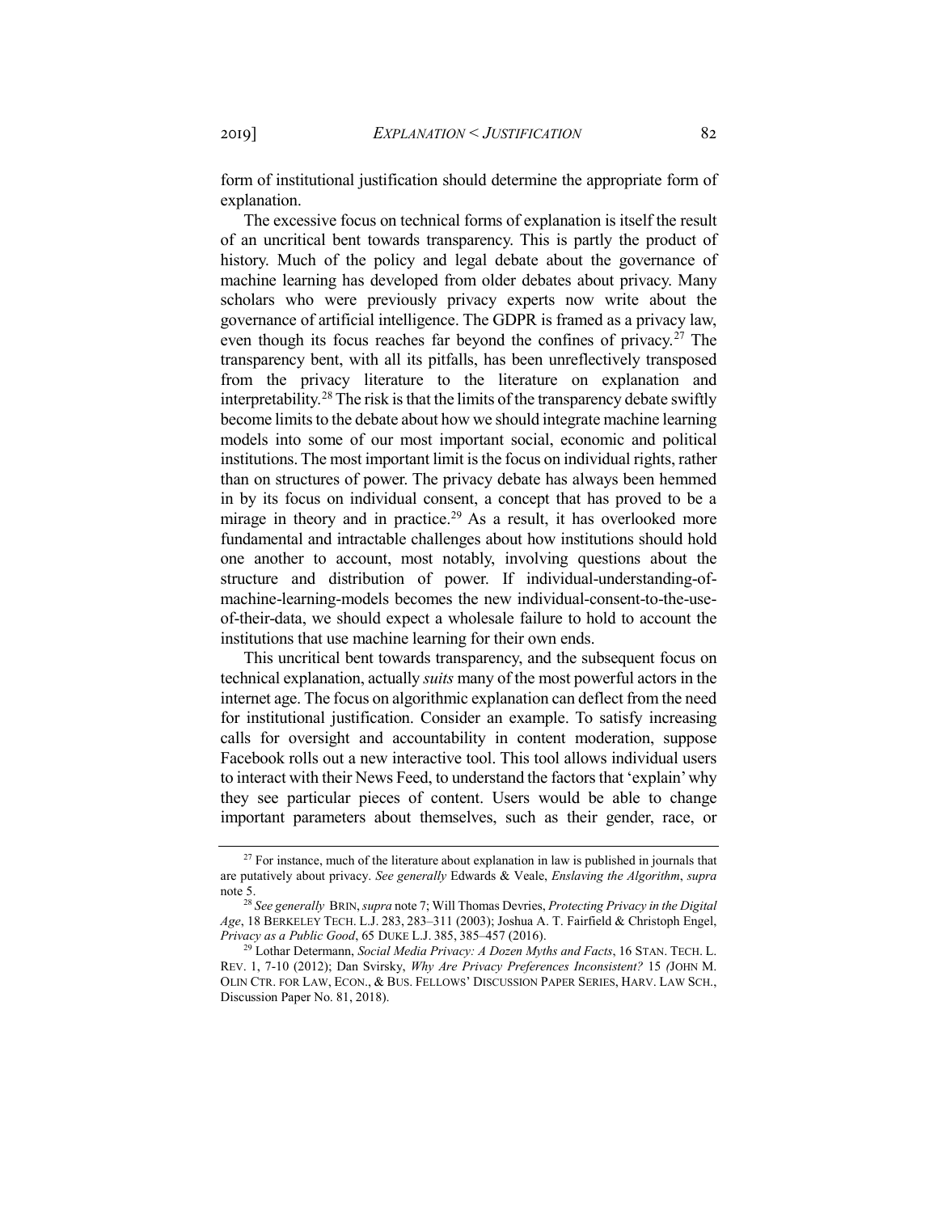form of institutional justification should determine the appropriate form of explanation.

The excessive focus on technical forms of explanation is itself the result of an uncritical bent towards transparency. This is partly the product of history. Much of the policy and legal debate about the governance of machine learning has developed from older debates about privacy. Many scholars who were previously privacy experts now write about the governance of artificial intelligence. The GDPR is framed as a privacy law, even though its focus reaches far beyond the confines of privacy.[27] The transparency bent, with all its pitfalls, has been unreflectively transposed from the privacy literature to the literature on explanation and interpretability.[28] The risk is that the limits of the transparency debate swiftly become limits to the debate about how we should integrate machine learning models into some of our most important social, economic and political institutions. The most important limit is the focus on individual rights, rather than on structures of power. The privacy debate has always been hemmed in by its focus on individual consent, a concept that has proved to be a mirage in theory and in practice.[29] As a result, it has overlooked more fundamental and intractable challenges about how institutions should hold one another to account, most notably, involving questions about the structure and distribution of power. If individual-understanding-of-machine-learning-models becomes the new individual-consent-to-the-use-of-their-data, we should expect a wholesale failure to hold to account the institutions that use machine learning for their own ends.

This uncritical bent towards transparency, and the subsequent focus on technical explanation, actually *suits* many of the most powerful actors in the internet age. The focus on algorithmic explanation can deflect from the need for institutional justification. Consider an example. To satisfy increasing calls for oversight and accountability in content moderation, suppose Facebook rolls out a new interactive tool. This tool allows individual users to interact with their News Feed, to understand the factors that 'explain' why they see particular pieces of content. Users would be able to change important parameters about themselves, such as their gender, race, or

---

[27] For instance, much of the literature about explanation in law is published in journals that are putatively about privacy. *See generally* Edwards & Veale, *Enslaving the Algorithm*, *supra* note 5.

[28] *See generally* BRIN, *supra* note 7; Will Thomas Devries, *Protecting Privacy in the Digital Age*, 18 BERKELEY TECH. L.J. 283, 283–311 (2003); Joshua A. T. Fairfield & Christoph Engel, *Privacy as a Public Good*, 65 DUKE L.J. 385, 385–457 (2016).

[29] Lothar Determann, *Social Media Privacy: A Dozen Myths and Facts*, 16 STAN. TECH. L. REV. 1, 7-10 (2012); Dan Svirsky, *Why Are Privacy Preferences Inconsistent?* 15 (JOHN M. OLIN CTR. FOR LAW, ECON., & BUS. FELLOWS' DISCUSSION PAPER SERIES, HARV. LAW SCH., Discussion Paper No. 81, 2018).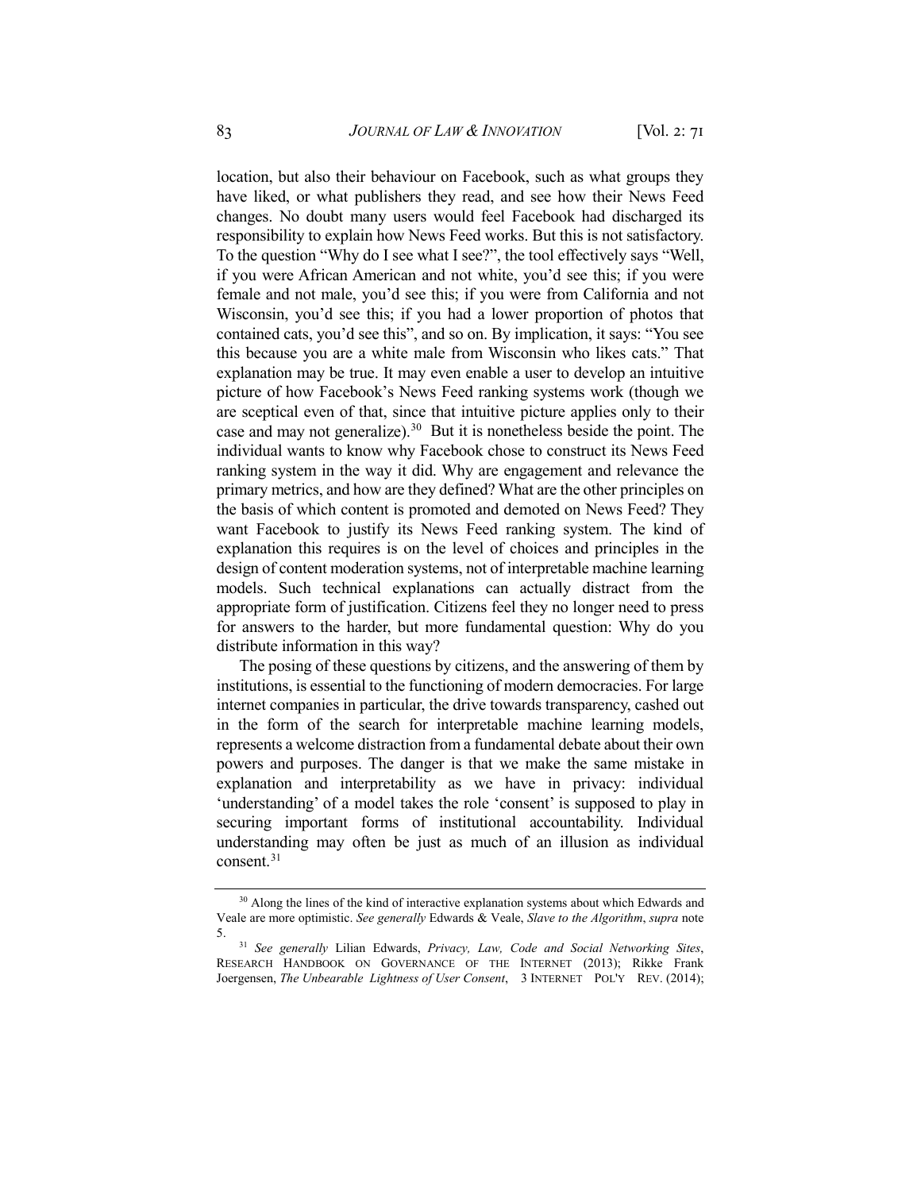location, but also their behaviour on Facebook, such as what groups they have liked, or what publishers they read, and see how their News Feed changes. No doubt many users would feel Facebook had discharged its responsibility to explain how News Feed works. But this is not satisfactory. To the question "Why do I see what I see?", the tool effectively says "Well, if you were African American and not white, you'd see this; if you were female and not male, you'd see this; if you were from California and not Wisconsin, you'd see this; if you had a lower proportion of photos that contained cats, you'd see this", and so on. By implication, it says: "You see this because you are a white male from Wisconsin who likes cats." That explanation may be true. It may even enable a user to develop an intuitive picture of how Facebook's News Feed ranking systems work (though we are sceptical even of that, since that intuitive picture applies only to their case and may not generalize).[30] But it is nonetheless beside the point. The individual wants to know why Facebook chose to construct its News Feed ranking system in the way it did. Why are engagement and relevance the primary metrics, and how are they defined? What are the other principles on the basis of which content is promoted and demoted on News Feed? They want Facebook to justify its News Feed ranking system. The kind of explanation this requires is on the level of choices and principles in the design of content moderation systems, not of interpretable machine learning models. Such technical explanations can actually distract from the appropriate form of justification. Citizens feel they no longer need to press for answers to the harder, but more fundamental question: Why do you distribute information in this way?

The posing of these questions by citizens, and the answering of them by institutions, is essential to the functioning of modern democracies. For large internet companies in particular, the drive towards transparency, cashed out in the form of the search for interpretable machine learning models, represents a welcome distraction from a fundamental debate about their own powers and purposes. The danger is that we make the same mistake in explanation and interpretability as we have in privacy: individual 'understanding' of a model takes the role 'consent' is supposed to play in securing important forms of institutional accountability. Individual understanding may often be just as much of an illusion as individual consent.[31]

---

[30] Along the lines of the kind of interactive explanation systems about which Edwards and Veale are more optimistic. *See generally* Edwards & Veale, *Slave to the Algorithm*, *supra* note 5.

[31] *See generally* Lilian Edwards, *Privacy, Law, Code and Social Networking Sites*, RESEARCH HANDBOOK ON GOVERNANCE OF THE INTERNET (2013); Rikke Frank Joergensen, *The Unbearable Lightness of User Consent*, 3 INTERNET POL'Y REV. (2014);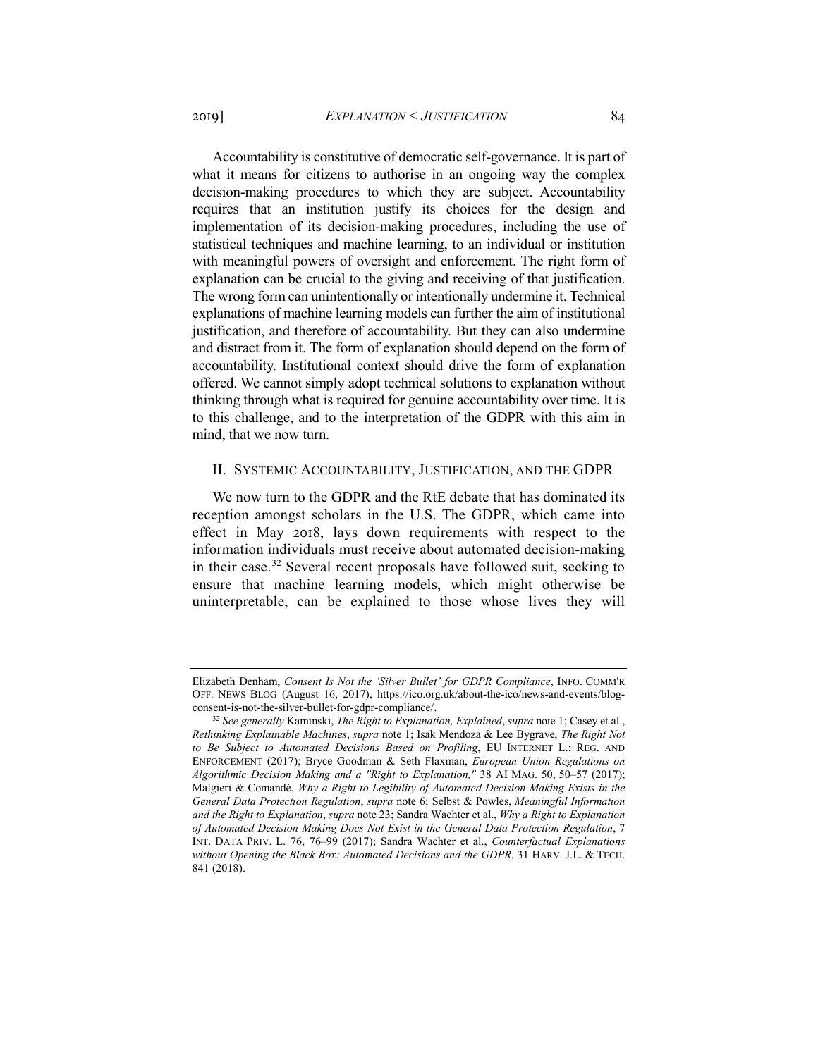Accountability is constitutive of democratic self-governance. It is part of what it means for citizens to authorise in an ongoing way the complex decision-making procedures to which they are subject. Accountability requires that an institution justify its choices for the design and implementation of its decision-making procedures, including the use of statistical techniques and machine learning, to an individual or institution with meaningful powers of oversight and enforcement. The right form of explanation can be crucial to the giving and receiving of that justification. The wrong form can unintentionally or intentionally undermine it. Technical explanations of machine learning models can further the aim of institutional justification, and therefore of accountability. But they can also undermine and distract from it. The form of explanation should depend on the form of accountability. Institutional context should drive the form of explanation offered. We cannot simply adopt technical solutions to explanation without thinking through what is required for genuine accountability over time. It is to this challenge, and to the interpretation of the GDPR with this aim in mind, that we now turn.

## II. Systemic Accountability, Justification, and the GDPR

We now turn to the GDPR and the RtE debate that has dominated its reception amongst scholars in the U.S. The GDPR, which came into effect in May 2018, lays down requirements with respect to the information individuals must receive about automated decision-making in their case.[32] Several recent proposals have followed suit, seeking to ensure that machine learning models, which might otherwise be uninterpretable, can be explained to those whose lives they will

---

Elizabeth Denham, *Consent Is Not the 'Silver Bullet' for GDPR Compliance*, INFO. COMM'R OFF. NEWS BLOG (August 16, 2017), https://ico.org.uk/about-the-ico/news-and-events/blog-consent-is-not-the-silver-bullet-for-gdpr-compliance/.

[32] *See generally* Kaminski, *The Right to Explanation, Explained*, *supra* note 1; Casey et al., *Rethinking Explainable Machines*, *supra* note 1; Isak Mendoza & Lee Bygrave, *The Right Not to Be Subject to Automated Decisions Based on Profiling*, EU INTERNET L.: REG. AND ENFORCEMENT (2017); Bryce Goodman & Seth Flaxman, *European Union Regulations on Algorithmic Decision Making and a "Right to Explanation,"* 38 AI MAG. 50, 50–57 (2017); Malgieri & Comandé, *Why a Right to Legibility of Automated Decision-Making Exists in the General Data Protection Regulation*, *supra* note 6; Selbst & Powles, *Meaningful Information and the Right to Explanation*, *supra* note 23; Sandra Wachter et al., *Why a Right to Explanation of Automated Decision-Making Does Not Exist in the General Data Protection Regulation*, 7 INT. DATA PRIV. L. 76, 76–99 (2017); Sandra Wachter et al., *Counterfactual Explanations without Opening the Black Box: Automated Decisions and the GDPR*, 31 HARV. J.L. & TECH. 841 (2018).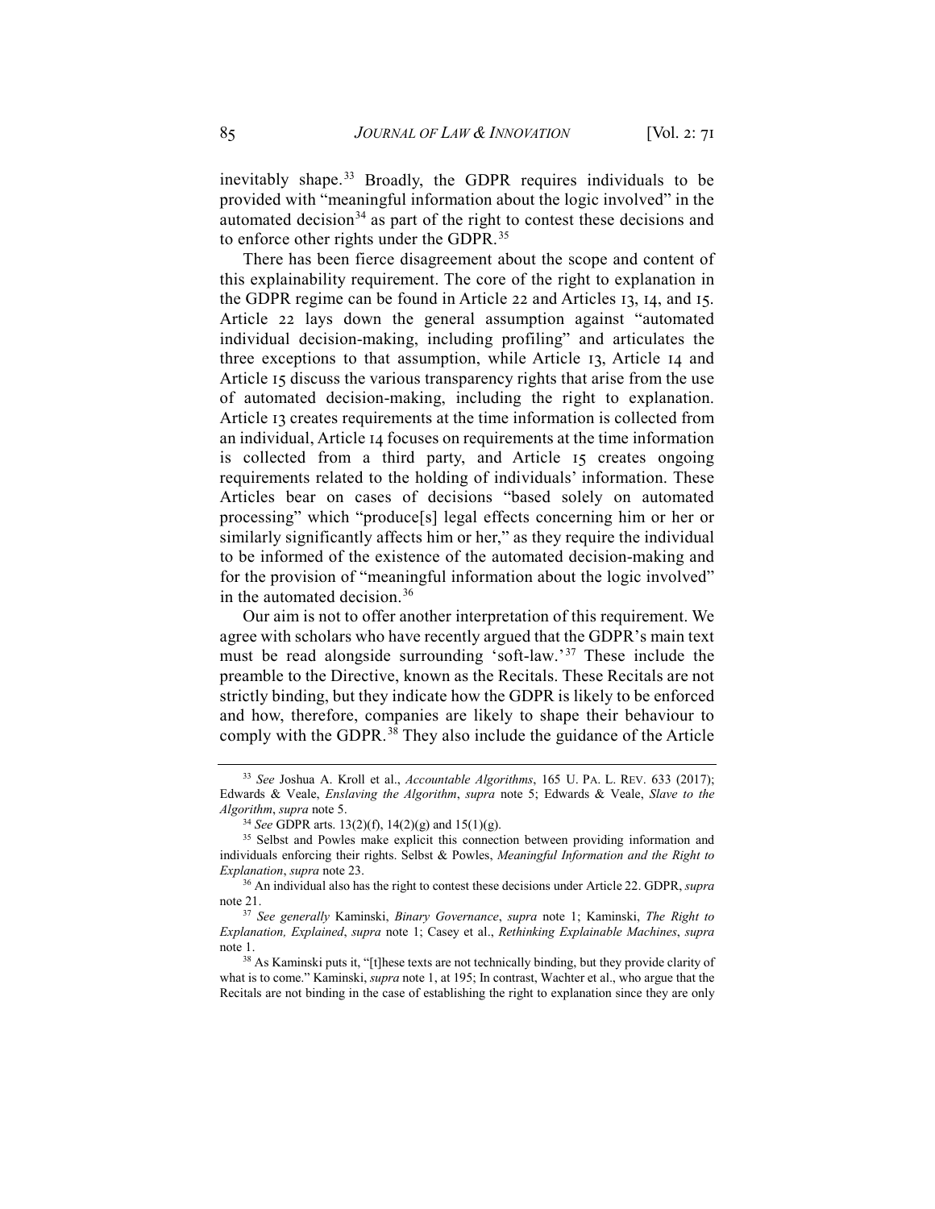inevitably shape.[33] Broadly, the GDPR requires individuals to be provided with "meaningful information about the logic involved" in the automated decision[34] as part of the right to contest these decisions and to enforce other rights under the GDPR.[35]

There has been fierce disagreement about the scope and content of this explainability requirement. The core of the right to explanation in the GDPR regime can be found in Article 22 and Articles 13, 14, and 15. Article 22 lays down the general assumption against "automated individual decision-making, including profiling" and articulates the three exceptions to that assumption, while Article 13, Article 14 and Article 15 discuss the various transparency rights that arise from the use of automated decision-making, including the right to explanation. Article 13 creates requirements at the time information is collected from an individual, Article 14 focuses on requirements at the time information is collected from a third party, and Article 15 creates ongoing requirements related to the holding of individuals' information. These Articles bear on cases of decisions "based solely on automated processing" which "produce[s] legal effects concerning him or her or similarly significantly affects him or her," as they require the individual to be informed of the existence of the automated decision-making and for the provision of "meaningful information about the logic involved" in the automated decision.[36]

Our aim is not to offer another interpretation of this requirement. We agree with scholars who have recently argued that the GDPR's main text must be read alongside surrounding 'soft-law.'[37] These include the preamble to the Directive, known as the Recitals. These Recitals are not strictly binding, but they indicate how the GDPR is likely to be enforced and how, therefore, companies are likely to shape their behaviour to comply with the GDPR.[38] They also include the guidance of the Article

---

[33] *See* Joshua A. Kroll et al., *Accountable Algorithms*, 165 U. PA. L. REV. 633 (2017); Edwards & Veale, *Enslaving the Algorithm*, *supra* note 5; Edwards & Veale, *Slave to the Algorithm*, *supra* note 5.

[34] *See* GDPR arts. 13(2)(f), 14(2)(g) and 15(1)(g).

[35] Selbst and Powles make explicit this connection between providing information and individuals enforcing their rights. Selbst & Powles, *Meaningful Information and the Right to Explanation*, *supra* note 23.

[36] An individual also has the right to contest these decisions under Article 22. GDPR, *supra* note 21.

[37] *See generally* Kaminski, *Binary Governance*, *supra* note 1; Kaminski, *The Right to Explanation, Explained*, *supra* note 1; Casey et al., *Rethinking Explainable Machines*, *supra* note 1.

[38] As Kaminski puts it, "[t]hese texts are not technically binding, but they provide clarity of what is to come." Kaminski, *supra* note 1, at 195; In contrast, Wachter et al., who argue that the Recitals are not binding in the case of establishing the right to explanation since they are only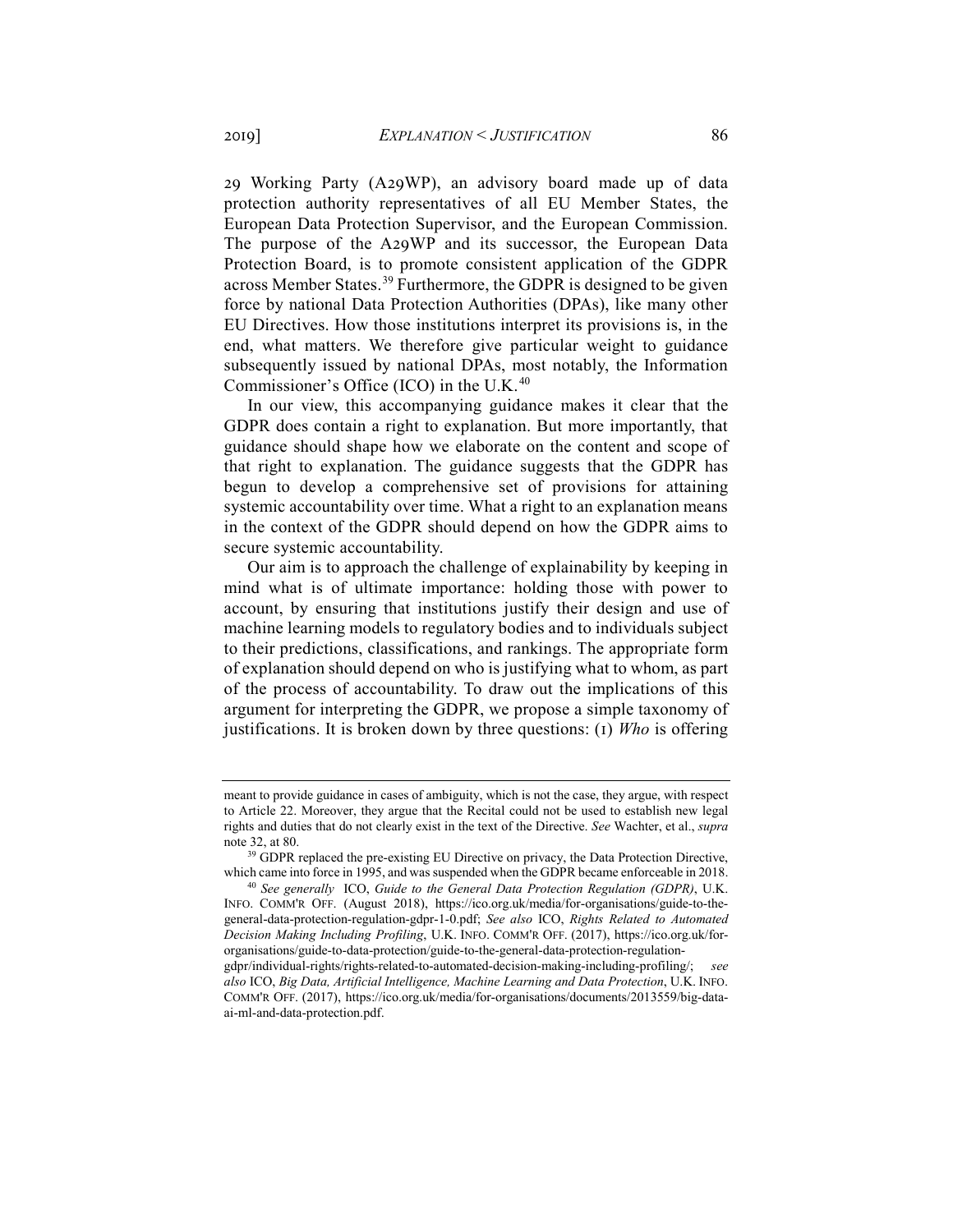29 Working Party (A29WP), an advisory board made up of data protection authority representatives of all EU Member States, the European Data Protection Supervisor, and the European Commission. The purpose of the A29WP and its successor, the European Data Protection Board, is to promote consistent application of the GDPR across Member States.[39] Furthermore, the GDPR is designed to be given force by national Data Protection Authorities (DPAs), like many other EU Directives. How those institutions interpret its provisions is, in the end, what matters. We therefore give particular weight to guidance subsequently issued by national DPAs, most notably, the Information Commissioner's Office (ICO) in the U.K.[40]

In our view, this accompanying guidance makes it clear that the GDPR does contain a right to explanation. But more importantly, that guidance should shape how we elaborate on the content and scope of that right to explanation. The guidance suggests that the GDPR has begun to develop a comprehensive set of provisions for attaining systemic accountability over time. What a right to an explanation means in the context of the GDPR should depend on how the GDPR aims to secure systemic accountability.

Our aim is to approach the challenge of explainability by keeping in mind what is of ultimate importance: holding those with power to account, by ensuring that institutions justify their design and use of machine learning models to regulatory bodies and to individuals subject to their predictions, classifications, and rankings. The appropriate form of explanation should depend on who is justifying what to whom, as part of the process of accountability. To draw out the implications of this argument for interpreting the GDPR, we propose a simple taxonomy of justifications. It is broken down by three questions: (1) *Who* is offering

---

meant to provide guidance in cases of ambiguity, which is not the case, they argue, with respect to Article 22. Moreover, they argue that the Recital could not be used to establish new legal rights and duties that do not clearly exist in the text of the Directive. *See* Wachter, et al., *supra* note 32, at 80.

[39] GDPR replaced the pre-existing EU Directive on privacy, the Data Protection Directive, which came into force in 1995, and was suspended when the GDPR became enforceable in 2018.

[40] *See generally* ICO, *Guide to the General Data Protection Regulation (GDPR)*, U.K. INFO. COMM'R OFF. (August 2018), https://ico.org.uk/media/for-organisations/guide-to-the-general-data-protection-regulation-gdpr-1-0.pdf; *See also* ICO, *Rights Related to Automated Decision Making Including Profiling*, U.K. INFO. COMM'R OFF. (2017), https://ico.org.uk/for-organisations/guide-to-data-protection/guide-to-the-general-data-protection-regulation-gdpr/individual-rights/rights-related-to-automated-decision-making-including-profiling/; *see also* ICO, *Big Data, Artificial Intelligence, Machine Learning and Data Protection*, U.K. INFO. COMM'R OFF. (2017), https://ico.org.uk/media/for-organisations/documents/2013559/big-data-ai-ml-and-data-protection.pdf.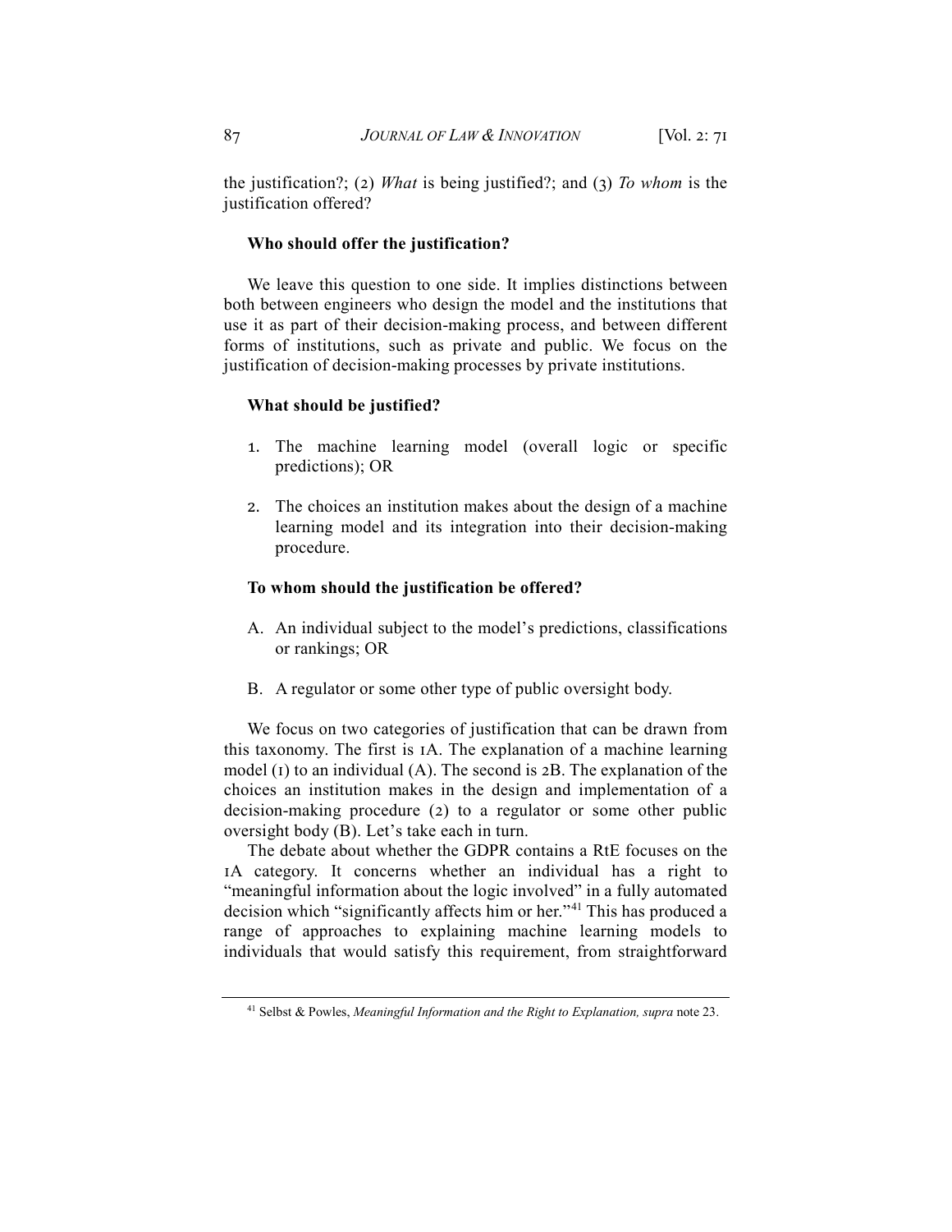the justification?; (2) *What* is being justified?; and (3) *To whom* is the justification offered?

**Who should offer the justification?**

We leave this question to one side. It implies distinctions between both between engineers who design the model and the institutions that use it as part of their decision-making process, and between different forms of institutions, such as private and public. We focus on the justification of decision-making processes by private institutions.

**What should be justified?**

1. The machine learning model (overall logic or specific predictions); OR

2. The choices an institution makes about the design of a machine learning model and its integration into their decision-making procedure.

**To whom should the justification be offered?**

A. An individual subject to the model's predictions, classifications or rankings; OR

B. A regulator or some other type of public oversight body.

We focus on two categories of justification that can be drawn from this taxonomy. The first is 1A. The explanation of a machine learning model (1) to an individual (A). The second is 2B. The explanation of the choices an institution makes in the design and implementation of a decision-making procedure (2) to a regulator or some other public oversight body (B). Let's take each in turn.

The debate about whether the GDPR contains a RtE focuses on the 1A category. It concerns whether an individual has a right to "meaningful information about the logic involved" in a fully automated decision which "significantly affects him or her."[41] This has produced a range of approaches to explaining machine learning models to individuals that would satisfy this requirement, from straightforward

[41] Selbst & Powles, *Meaningful Information and the Right to Explanation, supra* note 23.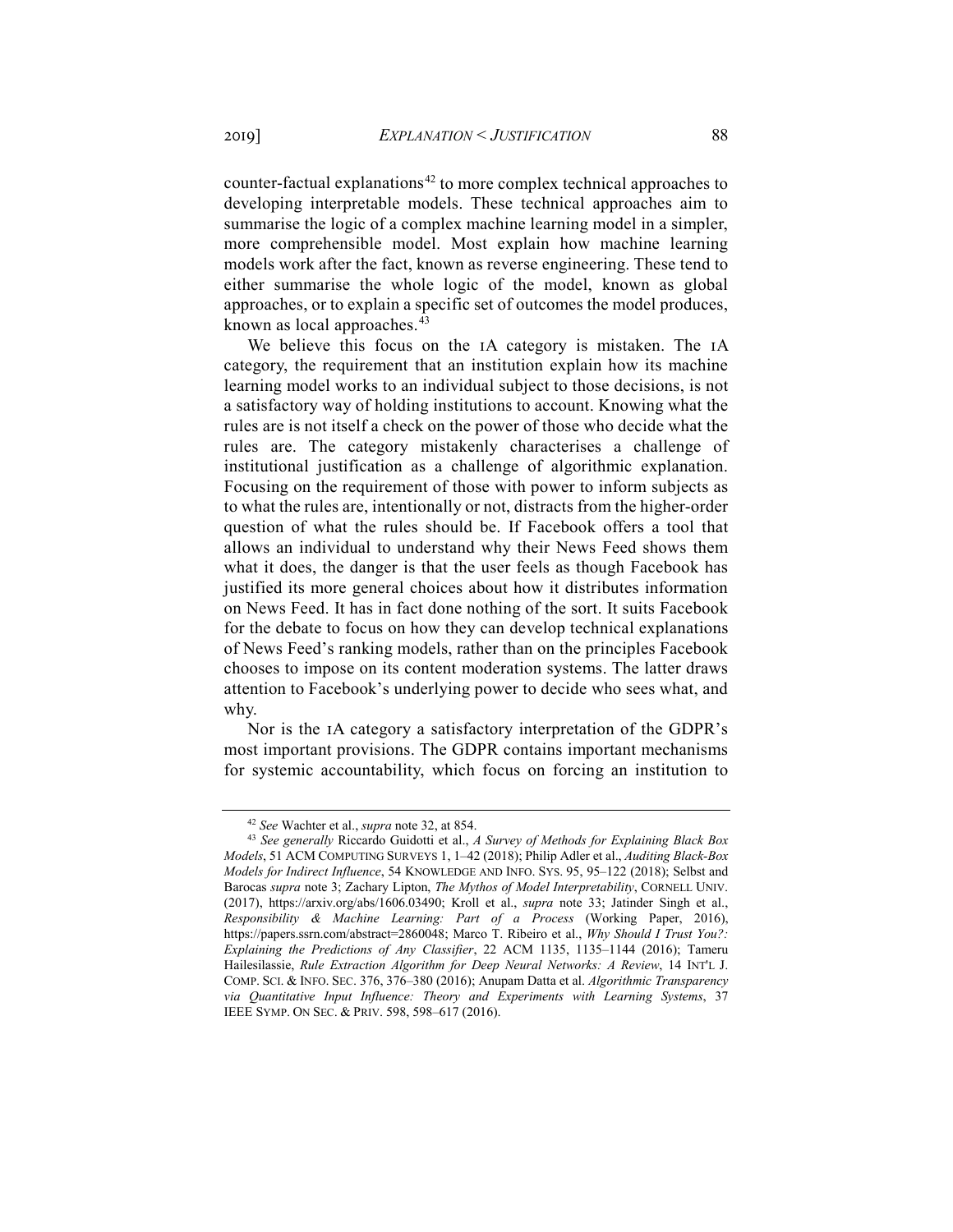counter-factual explanations[42] to more complex technical approaches to developing interpretable models. These technical approaches aim to summarise the logic of a complex machine learning model in a simpler, more comprehensible model. Most explain how machine learning models work after the fact, known as reverse engineering. These tend to either summarise the whole logic of the model, known as global approaches, or to explain a specific set of outcomes the model produces, known as local approaches.[43]

We believe this focus on the 1A category is mistaken. The 1A category, the requirement that an institution explain how its machine learning model works to an individual subject to those decisions, is not a satisfactory way of holding institutions to account. Knowing what the rules are is not itself a check on the power of those who decide what the rules are. The category mistakenly characterises a challenge of institutional justification as a challenge of algorithmic explanation. Focusing on the requirement of those with power to inform subjects as to what the rules are, intentionally or not, distracts from the higher-order question of what the rules should be. If Facebook offers a tool that allows an individual to understand why their News Feed shows them what it does, the danger is that the user feels as though Facebook has justified its more general choices about how it distributes information on News Feed. It has in fact done nothing of the sort. It suits Facebook for the debate to focus on how they can develop technical explanations of News Feed's ranking models, rather than on the principles Facebook chooses to impose on its content moderation systems. The latter draws attention to Facebook's underlying power to decide who sees what, and why.

Nor is the 1A category a satisfactory interpretation of the GDPR's most important provisions. The GDPR contains important mechanisms for systemic accountability, which focus on forcing an institution to

---

[42] *See* Wachter et al., *supra* note 32, at 854.

[43] *See generally* Riccardo Guidotti et al., *A Survey of Methods for Explaining Black Box Models*, 51 ACM COMPUTING SURVEYS 1, 1–42 (2018); Philip Adler et al., *Auditing Black-Box Models for Indirect Influence*, 54 KNOWLEDGE AND INFO. SYS. 95, 95–122 (2018); Selbst and Barocas *supra* note 3; Zachary Lipton, *The Mythos of Model Interpretability*, CORNELL UNIV. (2017), https://arxiv.org/abs/1606.03490; Kroll et al., *supra* note 33; Jatinder Singh et al., *Responsibility & Machine Learning: Part of a Process* (Working Paper, 2016), https://papers.ssrn.com/abstract=2860048; Marco T. Ribeiro et al., *Why Should I Trust You?: Explaining the Predictions of Any Classifier*, 22 ACM 1135, 1135–1144 (2016); Tameru Hailesilassie, *Rule Extraction Algorithm for Deep Neural Networks: A Review*, 14 INT'L J. COMP. SCI. & INFO. SEC. 376, 376–380 (2016); Anupam Datta et al. *Algorithmic Transparency via Quantitative Input Influence: Theory and Experiments with Learning Systems*, 37 IEEE SYMP. ON SEC. & PRIV. 598, 598–617 (2016).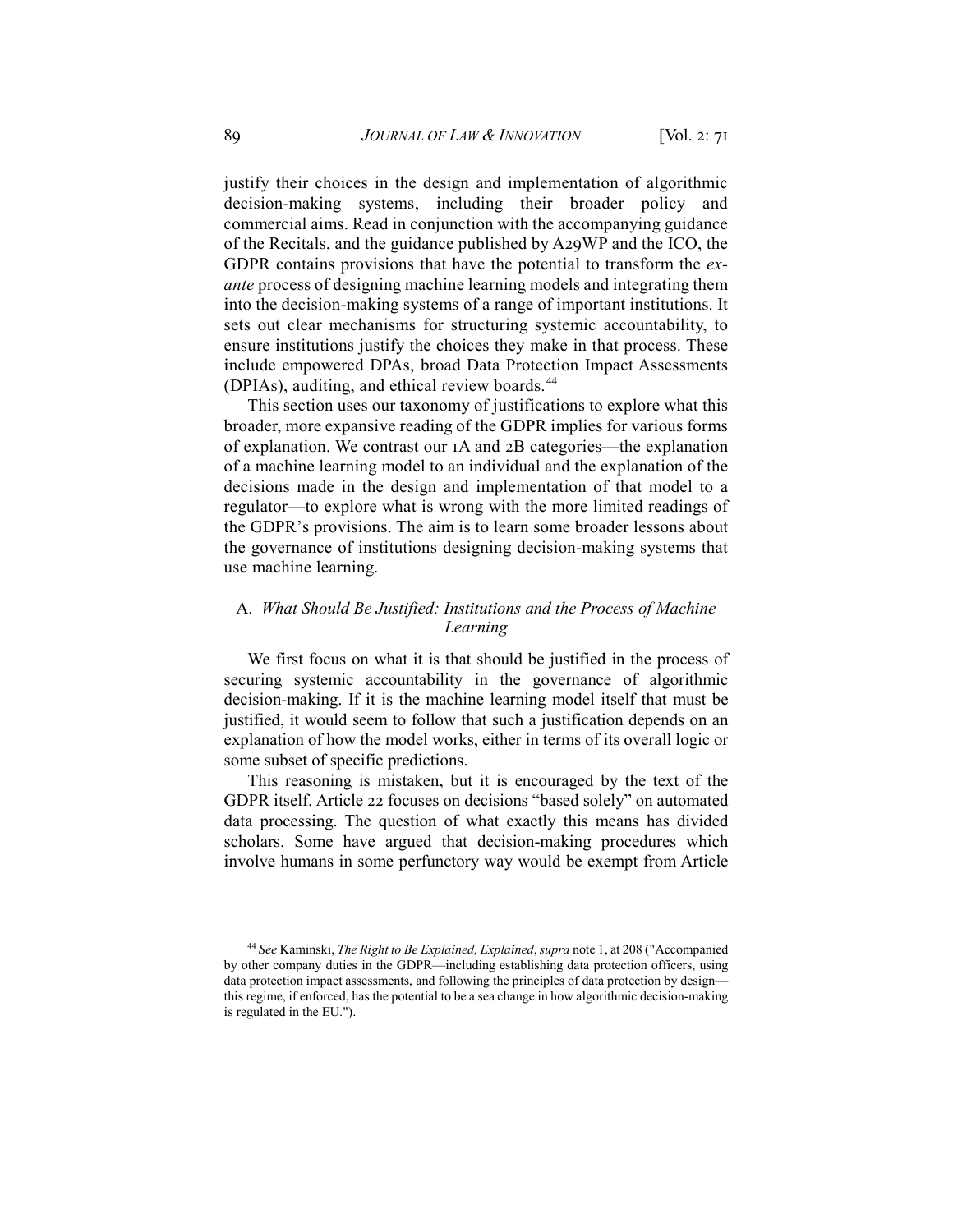justify their choices in the design and implementation of algorithmic decision-making systems, including their broader policy and commercial aims. Read in conjunction with the accompanying guidance of the Recitals, and the guidance published by A29WP and the ICO, the GDPR contains provisions that have the potential to transform the *ex-ante* process of designing machine learning models and integrating them into the decision-making systems of a range of important institutions. It sets out clear mechanisms for structuring systemic accountability, to ensure institutions justify the choices they make in that process. These include empowered DPAs, broad Data Protection Impact Assessments (DPIAs), auditing, and ethical review boards.[44]

This section uses our taxonomy of justifications to explore what this broader, more expansive reading of the GDPR implies for various forms of explanation. We contrast our 1A and 2B categories—the explanation of a machine learning model to an individual and the explanation of the decisions made in the design and implementation of that model to a regulator—to explore what is wrong with the more limited readings of the GDPR's provisions. The aim is to learn some broader lessons about the governance of institutions designing decision-making systems that use machine learning.

### A. *What Should Be Justified: Institutions and the Process of Machine Learning*

We first focus on what it is that should be justified in the process of securing systemic accountability in the governance of algorithmic decision-making. If it is the machine learning model itself that must be justified, it would seem to follow that such a justification depends on an explanation of how the model works, either in terms of its overall logic or some subset of specific predictions.

This reasoning is mistaken, but it is encouraged by the text of the GDPR itself. Article 22 focuses on decisions "based solely" on automated data processing. The question of what exactly this means has divided scholars. Some have argued that decision-making procedures which involve humans in some perfunctory way would be exempt from Article

---

[44] *See* Kaminski, *The Right to Be Explained, Explained*, *supra* note 1, at 208 ("Accompanied by other company duties in the GDPR—including establishing data protection officers, using data protection impact assessments, and following the principles of data protection by design—this regime, if enforced, has the potential to be a sea change in how algorithmic decision-making is regulated in the EU.").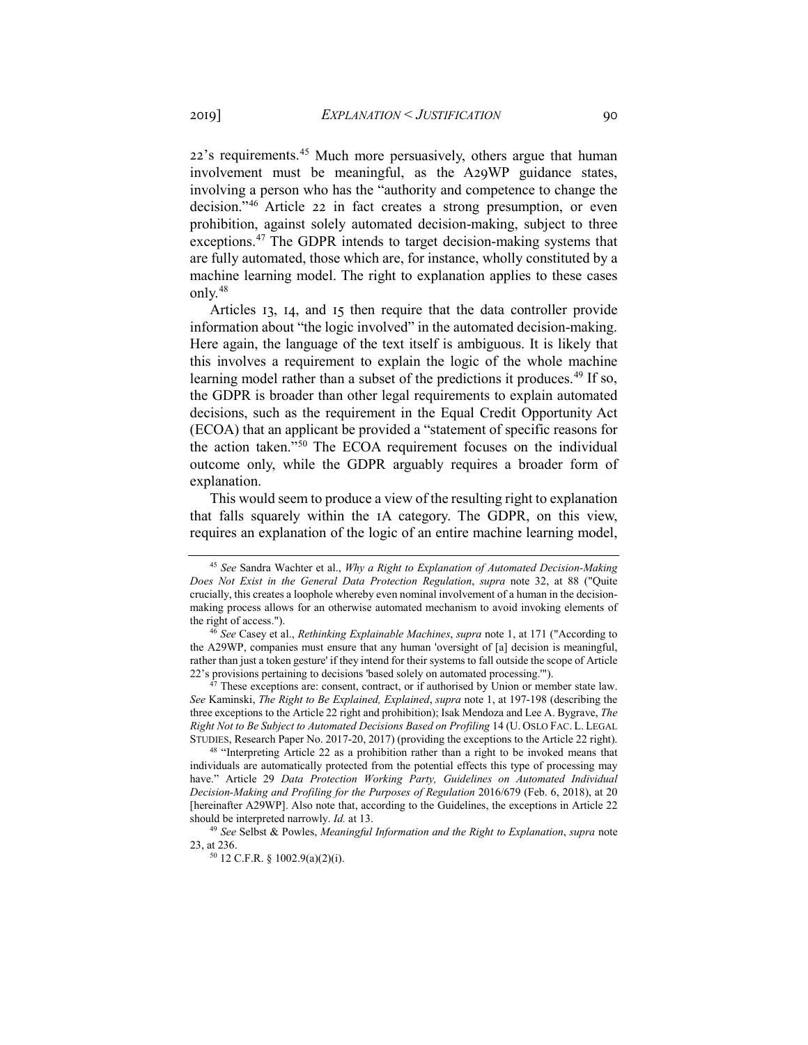22's requirements.[45] Much more persuasively, others argue that human involvement must be meaningful, as the A29WP guidance states, involving a person who has the "authority and competence to change the decision."[46] Article 22 in fact creates a strong presumption, or even prohibition, against solely automated decision-making, subject to three exceptions.[47] The GDPR intends to target decision-making systems that are fully automated, those which are, for instance, wholly constituted by a machine learning model. The right to explanation applies to these cases only.[48]

Articles 13, 14, and 15 then require that the data controller provide information about "the logic involved" in the automated decision-making. Here again, the language of the text itself is ambiguous. It is likely that this involves a requirement to explain the logic of the whole machine learning model rather than a subset of the predictions it produces.[49] If so, the GDPR is broader than other legal requirements to explain automated decisions, such as the requirement in the Equal Credit Opportunity Act (ECOA) that an applicant be provided a "statement of specific reasons for the action taken."[50] The ECOA requirement focuses on the individual outcome only, while the GDPR arguably requires a broader form of explanation.

This would seem to produce a view of the resulting right to explanation that falls squarely within the 1A category. The GDPR, on this view, requires an explanation of the logic of an entire machine learning model,

---

[45] *See* Sandra Wachter et al., *Why a Right to Explanation of Automated Decision-Making Does Not Exist in the General Data Protection Regulation*, *supra* note 32, at 88 ("Quite crucially, this creates a loophole whereby even nominal involvement of a human in the decision-making process allows for an otherwise automated mechanism to avoid invoking elements of the right of access.").

[46] *See* Casey et al., *Rethinking Explainable Machines*, *supra* note 1, at 171 ("According to the A29WP, companies must ensure that any human 'oversight of [a] decision is meaningful, rather than just a token gesture' if they intend for their systems to fall outside the scope of Article 22's provisions pertaining to decisions 'based solely on automated processing.'").

[47] These exceptions are: consent, contract, or if authorised by Union or member state law. *See* Kaminski, *The Right to Be Explained, Explained*, *supra* note 1, at 197-198 (describing the three exceptions to the Article 22 right and prohibition); Isak Mendoza and Lee A. Bygrave, *The Right Not to Be Subject to Automated Decisions Based on Profiling* 14 (U. OSLO FAC. L. LEGAL STUDIES, Research Paper No. 2017-20, 2017) (providing the exceptions to the Article 22 right).

[48] "Interpreting Article 22 as a prohibition rather than a right to be invoked means that individuals are automatically protected from the potential effects this type of processing may have." Article 29 *Data Protection Working Party, Guidelines on Automated Individual Decision-Making and Profiling for the Purposes of Regulation* 2016/679 (Feb. 6, 2018), at 20 [hereinafter A29WP]. Also note that, according to the Guidelines, the exceptions in Article 22 should be interpreted narrowly. *Id.* at 13.

[49] *See* Selbst & Powles, *Meaningful Information and the Right to Explanation*, *supra* note 23, at 236.

[50] 12 C.F.R. § 1002.9(a)(2)(i).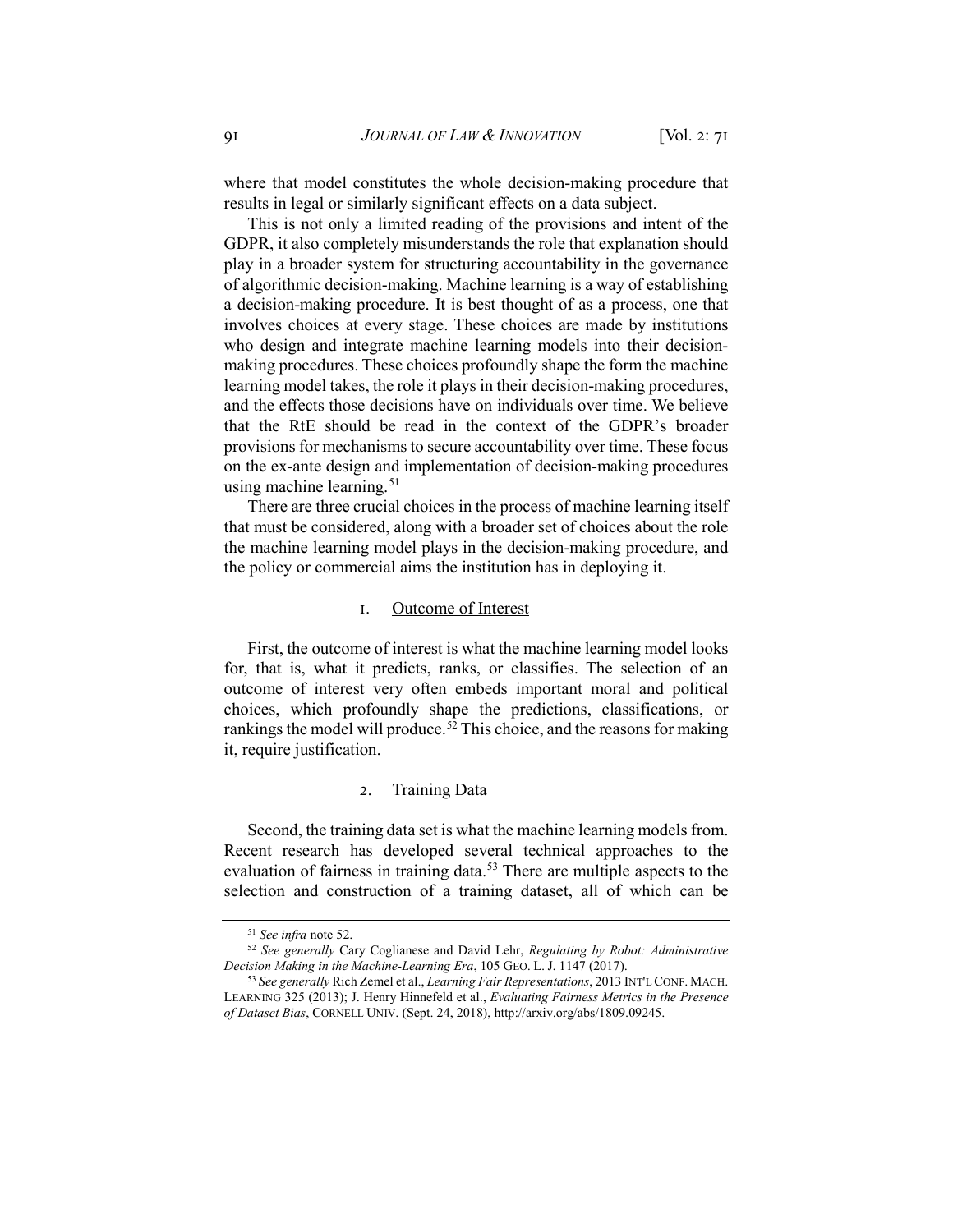where that model constitutes the whole decision-making procedure that results in legal or similarly significant effects on a data subject.

This is not only a limited reading of the provisions and intent of the GDPR, it also completely misunderstands the role that explanation should play in a broader system for structuring accountability in the governance of algorithmic decision-making. Machine learning is a way of establishing a decision-making procedure. It is best thought of as a process, one that involves choices at every stage. These choices are made by institutions who design and integrate machine learning models into their decision-making procedures. These choices profoundly shape the form the machine learning model takes, the role it plays in their decision-making procedures, and the effects those decisions have on individuals over time. We believe that the RtE should be read in the context of the GDPR's broader provisions for mechanisms to secure accountability over time. These focus on the ex-ante design and implementation of decision-making procedures using machine learning.[51]

There are three crucial choices in the process of machine learning itself that must be considered, along with a broader set of choices about the role the machine learning model plays in the decision-making procedure, and the policy or commercial aims the institution has in deploying it.

### 1. Outcome of Interest

First, the outcome of interest is what the machine learning model looks for, that is, what it predicts, ranks, or classifies. The selection of an outcome of interest very often embeds important moral and political choices, which profoundly shape the predictions, classifications, or rankings the model will produce.[52] This choice, and the reasons for making it, require justification.

### 2. Training Data

Second, the training data set is what the machine learning models from. Recent research has developed several technical approaches to the evaluation of fairness in training data.[53] There are multiple aspects to the selection and construction of a training dataset, all of which can be

---

[51] *See infra* note 52.

[52] *See generally* Cary Coglianese and David Lehr, *Regulating by Robot: Administrative Decision Making in the Machine-Learning Era*, 105 GEO. L. J. 1147 (2017).

[53] *See generally* Rich Zemel et al., *Learning Fair Representations*, 2013 INT'L CONF. MACH. LEARNING 325 (2013); J. Henry Hinnefeld et al., *Evaluating Fairness Metrics in the Presence of Dataset Bias*, CORNELL UNIV. (Sept. 24, 2018), http://arxiv.org/abs/1809.09245.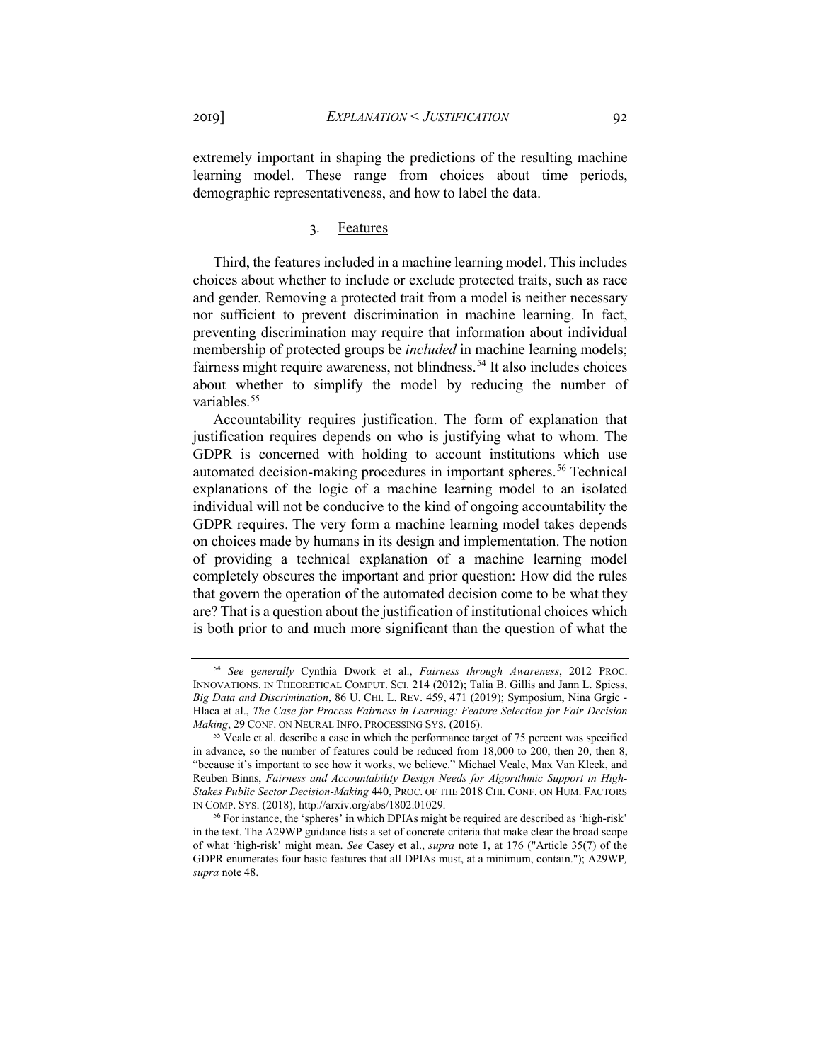extremely important in shaping the predictions of the resulting machine learning model. These range from choices about time periods, demographic representativeness, and how to label the data.

### 3. Features

Third, the features included in a machine learning model. This includes choices about whether to include or exclude protected traits, such as race and gender. Removing a protected trait from a model is neither necessary nor sufficient to prevent discrimination in machine learning. In fact, preventing discrimination may require that information about individual membership of protected groups be *included* in machine learning models; fairness might require awareness, not blindness.[54] It also includes choices about whether to simplify the model by reducing the number of variables.[55]

Accountability requires justification. The form of explanation that justification requires depends on who is justifying what to whom. The GDPR is concerned with holding to account institutions which use automated decision-making procedures in important spheres.[56] Technical explanations of the logic of a machine learning model to an isolated individual will not be conducive to the kind of ongoing accountability the GDPR requires. The very form a machine learning model takes depends on choices made by humans in its design and implementation. The notion of providing a technical explanation of a machine learning model completely obscures the important and prior question: How did the rules that govern the operation of the automated decision come to be what they are? That is a question about the justification of institutional choices which is both prior to and much more significant than the question of what the

---

[54] *See generally* Cynthia Dwork et al., *Fairness through Awareness*, 2012 PROC. INNOVATIONS. IN THEORETICAL COMPUT. SCI. 214 (2012); Talia B. Gillis and Jann L. Spiess, *Big Data and Discrimination*, 86 U. CHI. L. REV. 459, 471 (2019); Symposium, Nina Grgic - Hlaca et al., *The Case for Process Fairness in Learning: Feature Selection for Fair Decision Making*, 29 CONF. ON NEURAL INFO. PROCESSING SYS. (2016).

[55] Veale et al. describe a case in which the performance target of 75 percent was specified in advance, so the number of features could be reduced from 18,000 to 200, then 20, then 8, "because it's important to see how it works, we believe." Michael Veale, Max Van Kleek, and Reuben Binns, *Fairness and Accountability Design Needs for Algorithmic Support in High-Stakes Public Sector Decision-Making* 440, PROC. OF THE 2018 CHI. CONF. ON HUM. FACTORS IN COMP. SYS. (2018), http://arxiv.org/abs/1802.01029.

[56] For instance, the 'spheres' in which DPIAs might be required are described as 'high-risk' in the text. The A29WP guidance lists a set of concrete criteria that make clear the broad scope of what 'high-risk' might mean. *See* Casey et al., *supra* note 1, at 176 ("Article 35(7) of the GDPR enumerates four basic features that all DPIAs must, at a minimum, contain."); A29WP, *supra* note 48.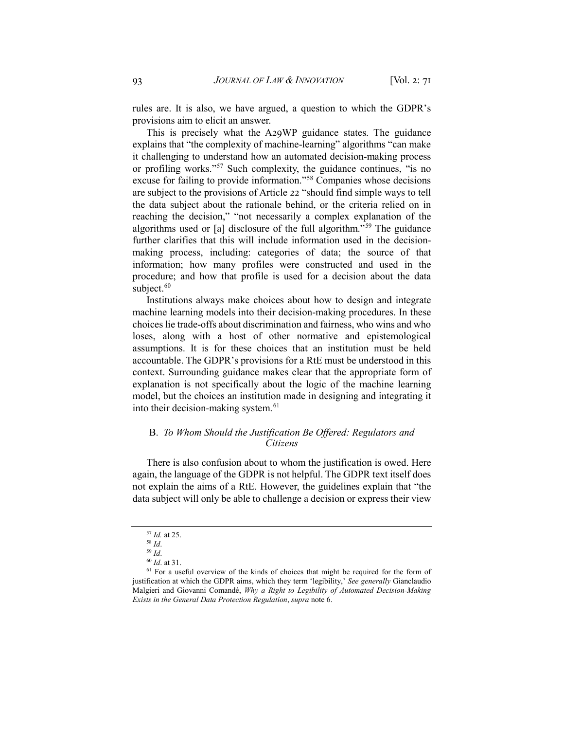rules are. It is also, we have argued, a question to which the GDPR's provisions aim to elicit an answer.

This is precisely what the A29WP guidance states. The guidance explains that "the complexity of machine-learning" algorithms "can make it challenging to understand how an automated decision-making process or profiling works."[57] Such complexity, the guidance continues, "is no excuse for failing to provide information."[58] Companies whose decisions are subject to the provisions of Article 22 "should find simple ways to tell the data subject about the rationale behind, or the criteria relied on in reaching the decision," "not necessarily a complex explanation of the algorithms used or [a] disclosure of the full algorithm."[59] The guidance further clarifies that this will include information used in the decision-making process, including: categories of data; the source of that information; how many profiles were constructed and used in the procedure; and how that profile is used for a decision about the data subject.[60]

Institutions always make choices about how to design and integrate machine learning models into their decision-making procedures. In these choices lie trade-offs about discrimination and fairness, who wins and who loses, along with a host of other normative and epistemological assumptions. It is for these choices that an institution must be held accountable. The GDPR's provisions for a RtE must be understood in this context. Surrounding guidance makes clear that the appropriate form of explanation is not specifically about the logic of the machine learning model, but the choices an institution made in designing and integrating it into their decision-making system.[61]

### B. *To Whom Should the Justification Be Offered: Regulators and Citizens*

There is also confusion about to whom the justification is owed. Here again, the language of the GDPR is not helpful. The GDPR text itself does not explain the aims of a RtE. However, the guidelines explain that "the data subject will only be able to challenge a decision or express their view

---

[57] *Id.* at 25.

[58] *Id*.

[59] *Id*.

[60] *Id*. at 31.

[61] For a useful overview of the kinds of choices that might be required for the form of justification at which the GDPR aims, which they term 'legibility,' *See generally* Gianclaudio Malgieri and Giovanni Comandé, *Why a Right to Legibility of Automated Decision-Making Exists in the General Data Protection Regulation*, *supra* note 6.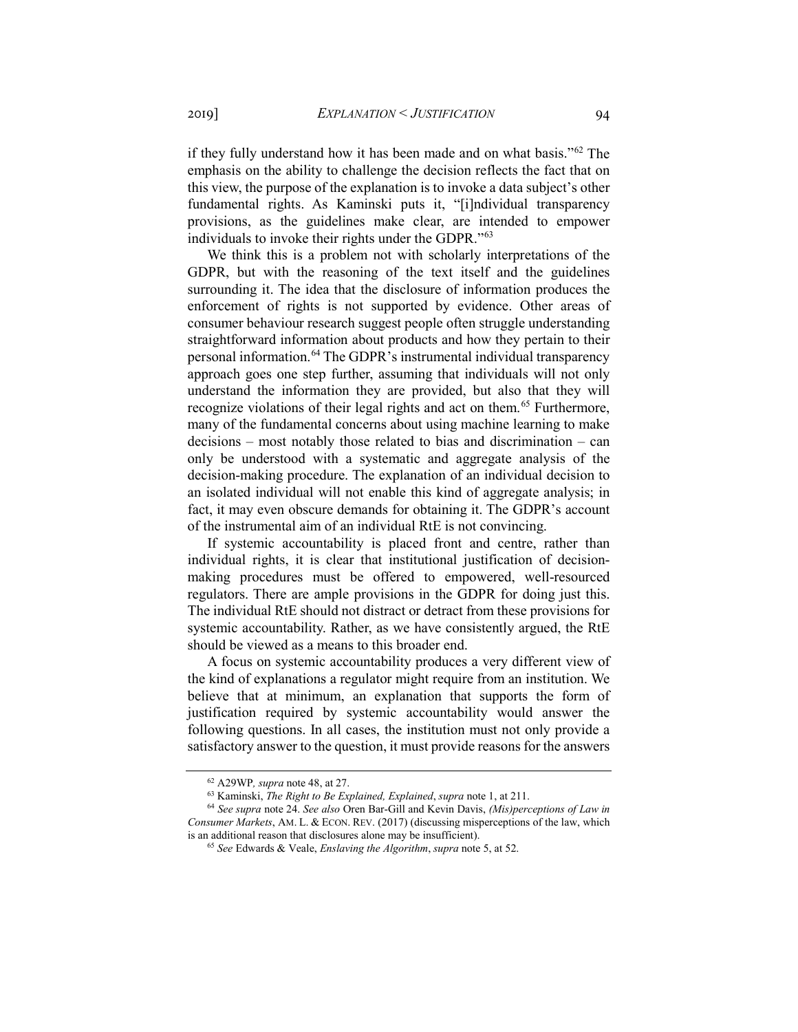if they fully understand how it has been made and on what basis."[62] The emphasis on the ability to challenge the decision reflects the fact that on this view, the purpose of the explanation is to invoke a data subject's other fundamental rights. As Kaminski puts it, "[i]ndividual transparency provisions, as the guidelines make clear, are intended to empower individuals to invoke their rights under the GDPR."[63]

We think this is a problem not with scholarly interpretations of the GDPR, but with the reasoning of the text itself and the guidelines surrounding it. The idea that the disclosure of information produces the enforcement of rights is not supported by evidence. Other areas of consumer behaviour research suggest people often struggle understanding straightforward information about products and how they pertain to their personal information.[64] The GDPR's instrumental individual transparency approach goes one step further, assuming that individuals will not only understand the information they are provided, but also that they will recognize violations of their legal rights and act on them.[65] Furthermore, many of the fundamental concerns about using machine learning to make decisions – most notably those related to bias and discrimination – can only be understood with a systematic and aggregate analysis of the decision-making procedure. The explanation of an individual decision to an isolated individual will not enable this kind of aggregate analysis; in fact, it may even obscure demands for obtaining it. The GDPR's account of the instrumental aim of an individual RtE is not convincing.

If systemic accountability is placed front and centre, rather than individual rights, it is clear that institutional justification of decision-making procedures must be offered to empowered, well-resourced regulators. There are ample provisions in the GDPR for doing just this. The individual RtE should not distract or detract from these provisions for systemic accountability. Rather, as we have consistently argued, the RtE should be viewed as a means to this broader end.

A focus on systemic accountability produces a very different view of the kind of explanations a regulator might require from an institution. We believe that at minimum, an explanation that supports the form of justification required by systemic accountability would answer the following questions. In all cases, the institution must not only provide a satisfactory answer to the question, it must provide reasons for the answers

---

[62] A29WP*, supra* note 48, at 27.

[63] Kaminski, *The Right to Be Explained, Explained*, *supra* note 1, at 211.

[64] *See supra* note 24. *See also* Oren Bar-Gill and Kevin Davis, *(Mis)perceptions of Law in Consumer Markets*, AM. L. & ECON. REV. (2017) (discussing misperceptions of the law, which is an additional reason that disclosures alone may be insufficient).

[65] *See* Edwards & Veale, *Enslaving the Algorithm*, *supra* note 5, at 52.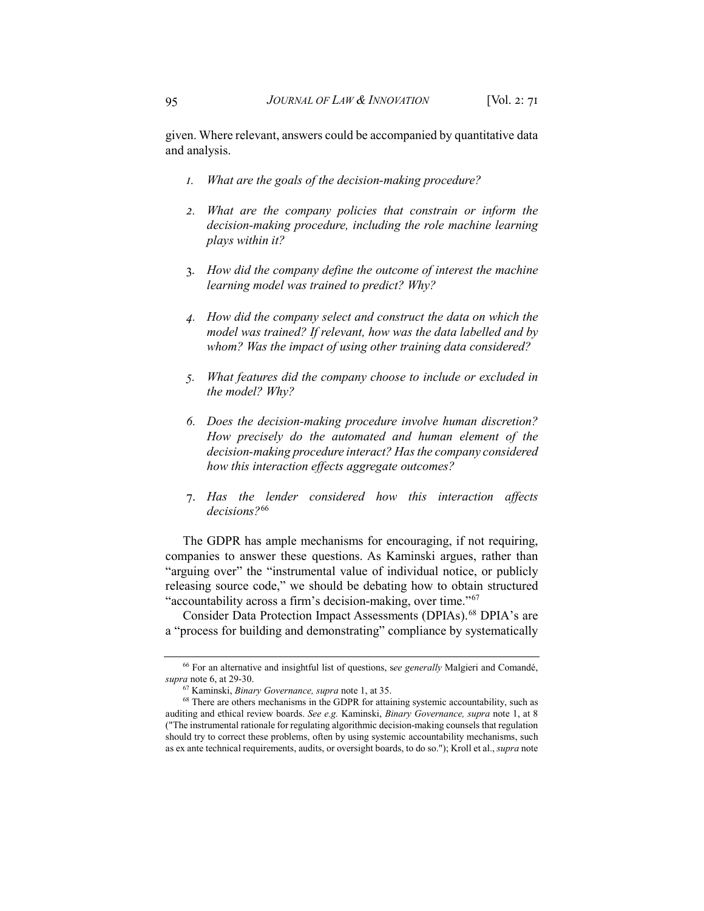given. Where relevant, answers could be accompanied by quantitative data and analysis.

1. *What are the goals of the decision-making procedure?*

2. *What are the company policies that constrain or inform the decision-making procedure, including the role machine learning plays within it?*

3. *How did the company define the outcome of interest the machine learning model was trained to predict? Why?*

4. *How did the company select and construct the data on which the model was trained? If relevant, how was the data labelled and by whom? Was the impact of using other training data considered?*

5. *What features did the company choose to include or excluded in the model? Why?*

6. *Does the decision-making procedure involve human discretion? How precisely do the automated and human element of the decision-making procedure interact? Has the company considered how this interaction effects aggregate outcomes?*

7. *Has the lender considered how this interaction affects decisions?*[66]

The GDPR has ample mechanisms for encouraging, if not requiring, companies to answer these questions. As Kaminski argues, rather than "arguing over" the "instrumental value of individual notice, or publicly releasing source code," we should be debating how to obtain structured "accountability across a firm's decision-making, over time."[67]

Consider Data Protection Impact Assessments (DPIAs).[68] DPIA's are a "process for building and demonstrating" compliance by systematically

---

[66] For an alternative and insightful list of questions, s*ee generally* Malgieri and Comandé, *supra* note 6, at 29-30.

[67] Kaminski, *Binary Governance, supra* note 1, at 35.

[68] There are others mechanisms in the GDPR for attaining systemic accountability, such as auditing and ethical review boards. *See e.g.* Kaminski, *Binary Governance, supra* note 1, at 8 ("The instrumental rationale for regulating algorithmic decision-making counsels that regulation should try to correct these problems, often by using systemic accountability mechanisms, such as ex ante technical requirements, audits, or oversight boards, to do so."); Kroll et al., *supra* note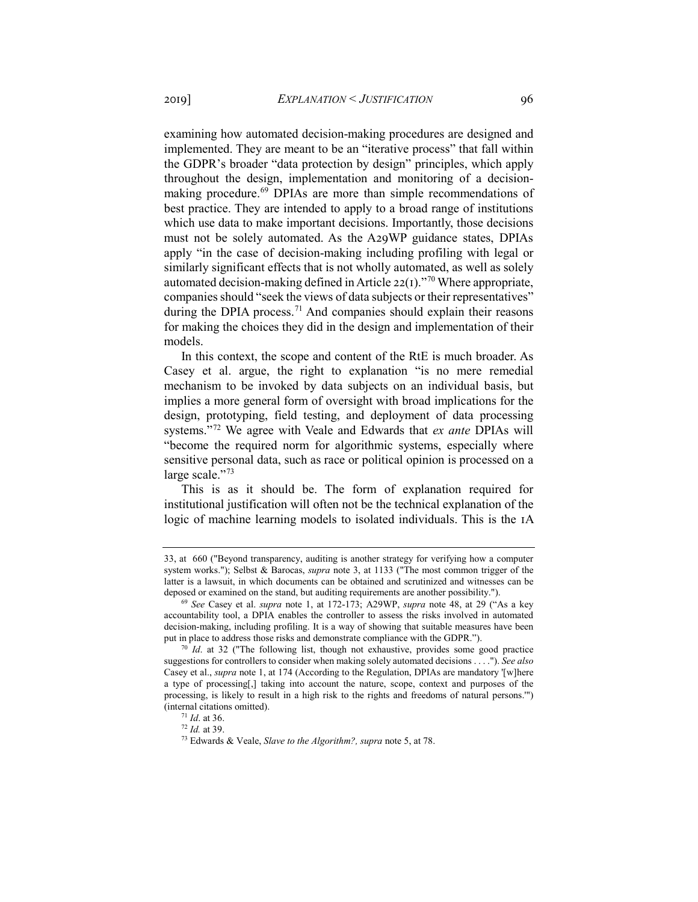examining how automated decision-making procedures are designed and implemented. They are meant to be an "iterative process" that fall within the GDPR's broader "data protection by design" principles, which apply throughout the design, implementation and monitoring of a decision-making procedure.[69] DPIAs are more than simple recommendations of best practice. They are intended to apply to a broad range of institutions which use data to make important decisions. Importantly, those decisions must not be solely automated. As the A29WP guidance states, DPIAs apply "in the case of decision-making including profiling with legal or similarly significant effects that is not wholly automated, as well as solely automated decision-making defined in Article 22(1)."[70] Where appropriate, companies should "seek the views of data subjects or their representatives" during the DPIA process.[71] And companies should explain their reasons for making the choices they did in the design and implementation of their models.

In this context, the scope and content of the RtE is much broader. As Casey et al. argue, the right to explanation "is no mere remedial mechanism to be invoked by data subjects on an individual basis, but implies a more general form of oversight with broad implications for the design, prototyping, field testing, and deployment of data processing systems."[72] We agree with Veale and Edwards that *ex ante* DPIAs will "become the required norm for algorithmic systems, especially where sensitive personal data, such as race or political opinion is processed on a large scale."[73]

This is as it should be. The form of explanation required for institutional justification will often not be the technical explanation of the logic of machine learning models to isolated individuals. This is the 1A

---

33, at 660 ("Beyond transparency, auditing is another strategy for verifying how a computer system works."); Selbst & Barocas, *supra* note 3, at 1133 ("The most common trigger of the latter is a lawsuit, in which documents can be obtained and scrutinized and witnesses can be deposed or examined on the stand, but auditing requirements are another possibility.").

[69] *See* Casey et al. *supra* note 1, at 172-173; A29WP, *supra* note 48, at 29 ("As a key accountability tool, a DPIA enables the controller to assess the risks involved in automated decision-making, including profiling. It is a way of showing that suitable measures have been put in place to address those risks and demonstrate compliance with the GDPR.").

[70] *Id*. at 32 ("The following list, though not exhaustive, provides some good practice suggestions for controllers to consider when making solely automated decisions . . . ."). *See also* Casey et al., *supra* note 1, at 174 (According to the Regulation, DPIAs are mandatory '[w]here a type of processing[,] taking into account the nature, scope, context and purposes of the processing, is likely to result in a high risk to the rights and freedoms of natural persons.'") (internal citations omitted).

[71] *Id*. at 36.

[72] *Id.* at 39.

[73] Edwards & Veale, *Slave to the Algorithm?, supra* note 5, at 78.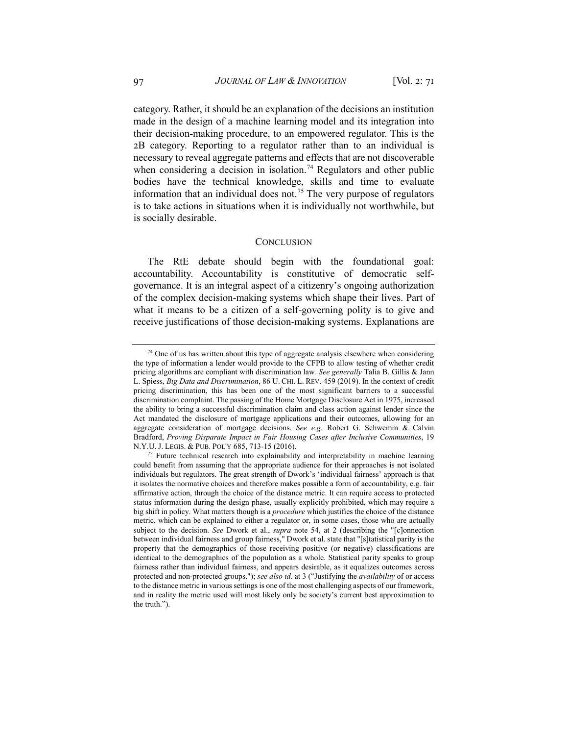category. Rather, it should be an explanation of the decisions an institution made in the design of a machine learning model and its integration into their decision-making procedure, to an empowered regulator. This is the 2B category. Reporting to a regulator rather than to an individual is necessary to reveal aggregate patterns and effects that are not discoverable when considering a decision in isolation.[74] Regulators and other public bodies have the technical knowledge, skills and time to evaluate information that an individual does not.[75] The very purpose of regulators is to take actions in situations when it is individually not worthwhile, but is socially desirable.

## CONCLUSION

The RtE debate should begin with the foundational goal: accountability. Accountability is constitutive of democratic self-governance. It is an integral aspect of a citizenry's ongoing authorization of the complex decision-making systems which shape their lives. Part of what it means to be a citizen of a self-governing polity is to give and receive justifications of those decision-making systems. Explanations are

---

[74] One of us has written about this type of aggregate analysis elsewhere when considering the type of information a lender would provide to the CFPB to allow testing of whether credit pricing algorithms are compliant with discrimination law. *See generally* Talia B. Gillis & Jann L. Spiess, *Big Data and Discrimination*, 86 U. CHI. L. REV. 459 (2019). In the context of credit pricing discrimination, this has been one of the most significant barriers to a successful discrimination complaint. The passing of the Home Mortgage Disclosure Act in 1975, increased the ability to bring a successful discrimination claim and class action against lender since the Act mandated the disclosure of mortgage applications and their outcomes, allowing for an aggregate consideration of mortgage decisions. *See e.g.* Robert G. Schwemm & Calvin Bradford, *Proving Disparate Impact in Fair Housing Cases after Inclusive Communities*, 19 N.Y.U. J. LEGIS. & PUB. POL'Y 685, 713-15 (2016).

[75] Future technical research into explainability and interpretability in machine learning could benefit from assuming that the appropriate audience for their approaches is not isolated individuals but regulators. The great strength of Dwork's 'individual fairness' approach is that it isolates the normative choices and therefore makes possible a form of accountability, e.g. fair affirmative action, through the choice of the distance metric. It can require access to protected status information during the design phase, usually explicitly prohibited, which may require a big shift in policy. What matters though is a *procedure* which justifies the choice of the distance metric, which can be explained to either a regulator or, in some cases, those who are actually subject to the decision. *See* Dwork et al., *supra* note 54, at 2 (describing the "[c]onnection between individual fairness and group fairness," Dwork et al. state that "[s]tatistical parity is the property that the demographics of those receiving positive (or negative) classifications are identical to the demographics of the population as a whole. Statistical parity speaks to group fairness rather than individual fairness, and appears desirable, as it equalizes outcomes across protected and non-protected groups."); *see also id*. at 3 ("Justifying the *availability* of or access to the distance metric in various settings is one of the most challenging aspects of our framework, and in reality the metric used will most likely only be society's current best approximation to the truth.").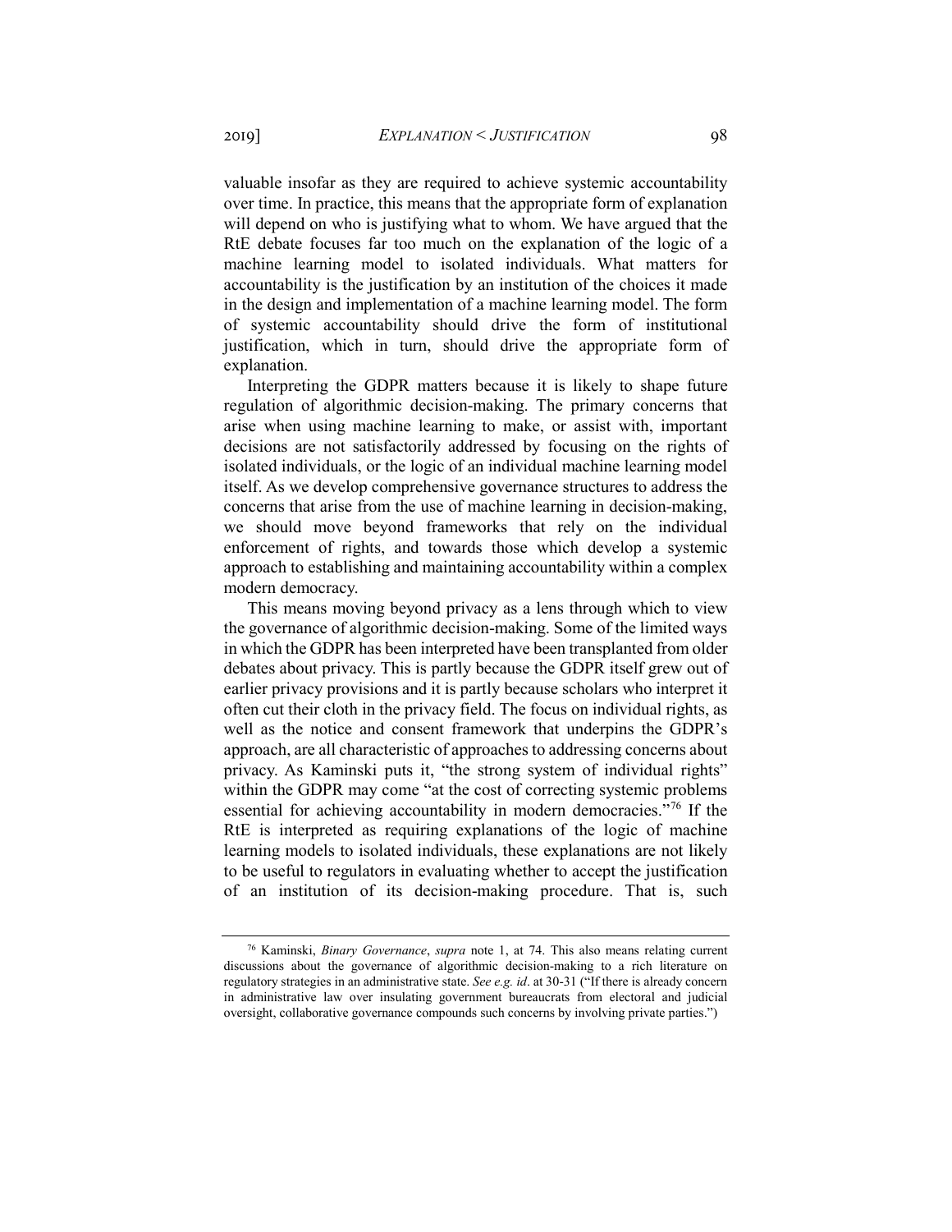valuable insofar as they are required to achieve systemic accountability over time. In practice, this means that the appropriate form of explanation will depend on who is justifying what to whom. We have argued that the RtE debate focuses far too much on the explanation of the logic of a machine learning model to isolated individuals. What matters for accountability is the justification by an institution of the choices it made in the design and implementation of a machine learning model. The form of systemic accountability should drive the form of institutional justification, which in turn, should drive the appropriate form of explanation.

Interpreting the GDPR matters because it is likely to shape future regulation of algorithmic decision-making. The primary concerns that arise when using machine learning to make, or assist with, important decisions are not satisfactorily addressed by focusing on the rights of isolated individuals, or the logic of an individual machine learning model itself. As we develop comprehensive governance structures to address the concerns that arise from the use of machine learning in decision-making, we should move beyond frameworks that rely on the individual enforcement of rights, and towards those which develop a systemic approach to establishing and maintaining accountability within a complex modern democracy.

This means moving beyond privacy as a lens through which to view the governance of algorithmic decision-making. Some of the limited ways in which the GDPR has been interpreted have been transplanted from older debates about privacy. This is partly because the GDPR itself grew out of earlier privacy provisions and it is partly because scholars who interpret it often cut their cloth in the privacy field. The focus on individual rights, as well as the notice and consent framework that underpins the GDPR's approach, are all characteristic of approaches to addressing concerns about privacy. As Kaminski puts it, "the strong system of individual rights" within the GDPR may come "at the cost of correcting systemic problems essential for achieving accountability in modern democracies."[76] If the RtE is interpreted as requiring explanations of the logic of machine learning models to isolated individuals, these explanations are not likely to be useful to regulators in evaluating whether to accept the justification of an institution of its decision-making procedure. That is, such

[76] Kaminski, *Binary Governance*, *supra* note 1, at 74. This also means relating current discussions about the governance of algorithmic decision-making to a rich literature on regulatory strategies in an administrative state. *See e.g. id*. at 30-31 ("If there is already concern in administrative law over insulating government bureaucrats from electoral and judicial oversight, collaborative governance compounds such concerns by involving private parties.")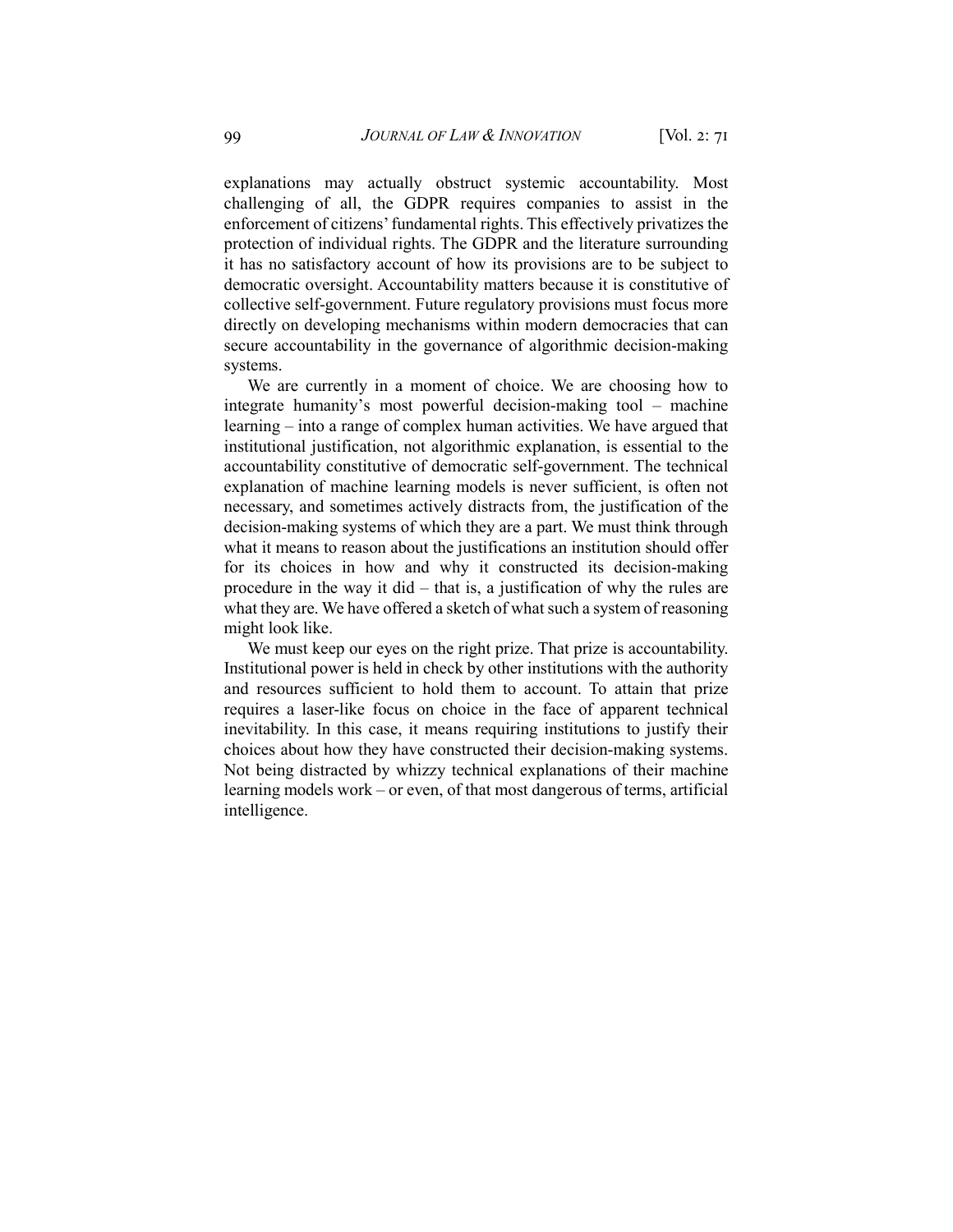explanations may actually obstruct systemic accountability. Most challenging of all, the GDPR requires companies to assist in the enforcement of citizens' fundamental rights. This effectively privatizes the protection of individual rights. The GDPR and the literature surrounding it has no satisfactory account of how its provisions are to be subject to democratic oversight. Accountability matters because it is constitutive of collective self-government. Future regulatory provisions must focus more directly on developing mechanisms within modern democracies that can secure accountability in the governance of algorithmic decision-making systems.

We are currently in a moment of choice. We are choosing how to integrate humanity's most powerful decision-making tool – machine learning – into a range of complex human activities. We have argued that institutional justification, not algorithmic explanation, is essential to the accountability constitutive of democratic self-government. The technical explanation of machine learning models is never sufficient, is often not necessary, and sometimes actively distracts from, the justification of the decision-making systems of which they are a part. We must think through what it means to reason about the justifications an institution should offer for its choices in how and why it constructed its decision-making procedure in the way it did – that is, a justification of why the rules are what they are. We have offered a sketch of what such a system of reasoning might look like.

We must keep our eyes on the right prize. That prize is accountability. Institutional power is held in check by other institutions with the authority and resources sufficient to hold them to account. To attain that prize requires a laser-like focus on choice in the face of apparent technical inevitability. In this case, it means requiring institutions to justify their choices about how they have constructed their decision-making systems. Not being distracted by whizzy technical explanations of their machine learning models work – or even, of that most dangerous of terms, artificial intelligence.